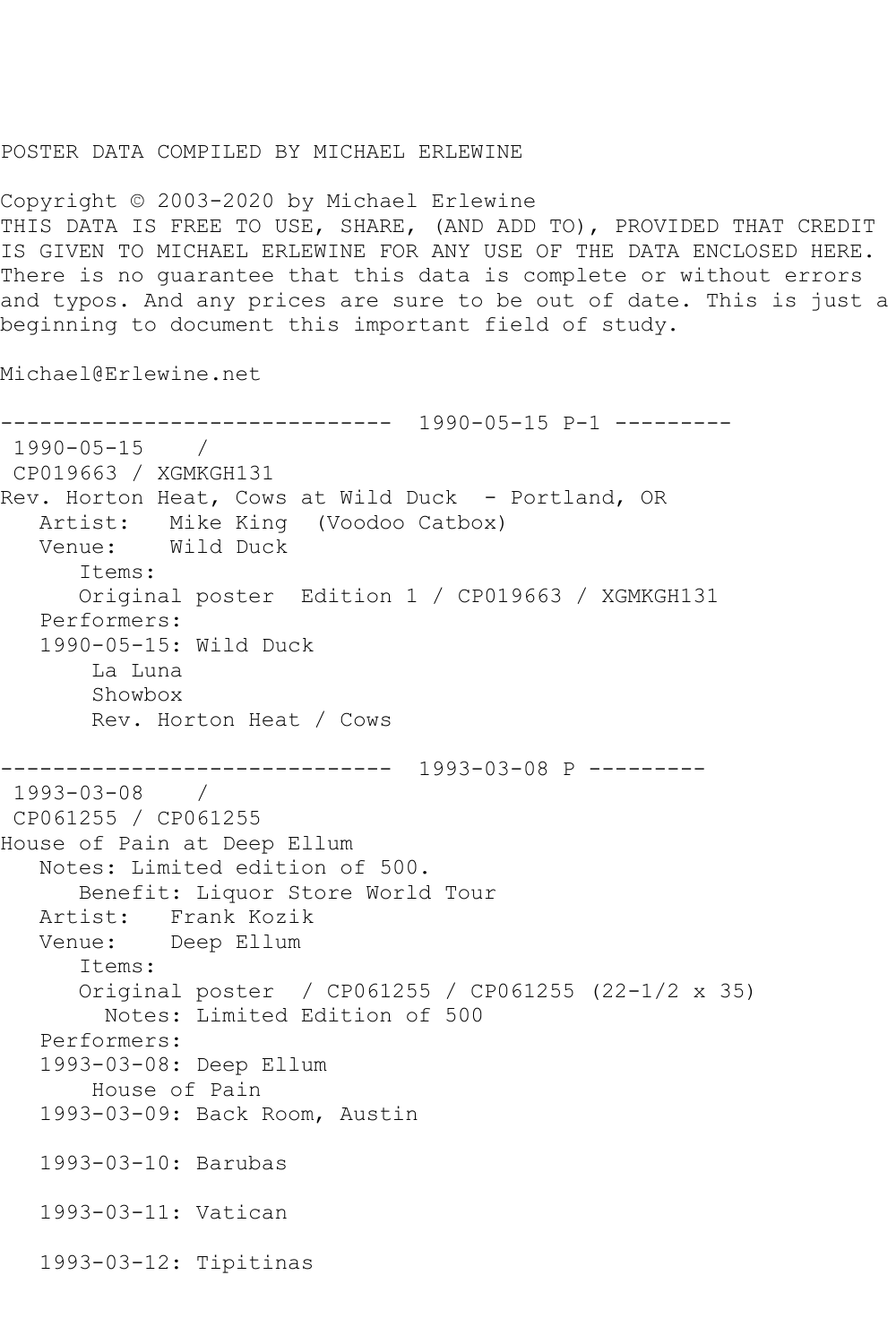POSTER DATA COMPILED BY MICHAEL ERLEWINE

Copyright © 2003-2020 by Michael Erlewine
THIS DATA IS FREE TO USE, SHARE, (AND ADD TO), PROVIDED THAT CREDIT IS GIVEN TO MICHAEL ERLEWINE FOR ANY USE OF THE DATA ENCLOSED HERE. There is no guarantee that this data is complete or without errors and typos. And any prices are sure to be out of date. This is just a beginning to document this important field of study.

Michael@Erlewine.net

```
------------------------------  1990-05-15 P-1 ---------
 1990-05-15    /
 CP019663 / XGMKGH131
Rev. Horton Heat, Cows at Wild Duck  - Portland, OR
   Artist:   Mike King  (Voodoo Catbox)
   Venue:    Wild Duck
      Items:
      Original poster  Edition 1 / CP019663 / XGMKGH131
   Performers:
   1990-05-15: Wild Duck
       La Luna
       Showbox
       Rev. Horton Heat / Cows

------------------------------  1993-03-08 P ---------
 1993-03-08    /
 CP061255 / CP061255
House of Pain at Deep Ellum
   Notes: Limited edition of 500.
      Benefit: Liquor Store World Tour
   Artist:   Frank Kozik
   Venue:    Deep Ellum
      Items:
      Original poster  / CP061255 / CP061255 (22-1/2 x 35)
        Notes: Limited Edition of 500
   Performers:
   1993-03-08: Deep Ellum
       House of Pain
   1993-03-09: Back Room, Austin

   1993-03-10: Barubas

   1993-03-11: Vatican

   1993-03-12: Tipitinas
```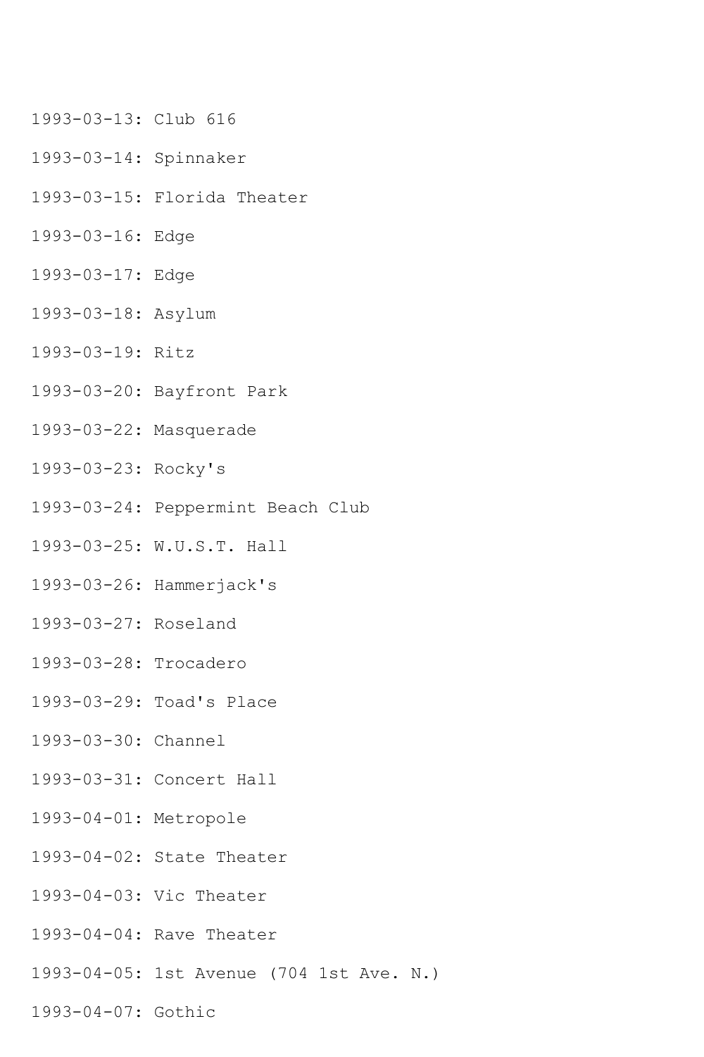1993-03-13: Club 616

1993-03-14: Spinnaker

1993-03-15: Florida Theater

1993-03-16: Edge

1993-03-17: Edge

1993-03-18: Asylum

1993-03-19: Ritz

1993-03-20: Bayfront Park

1993-03-22: Masquerade

1993-03-23: Rocky's

1993-03-24: Peppermint Beach Club

1993-03-25: W.U.S.T. Hall

1993-03-26: Hammerjack's

1993-03-27: Roseland

1993-03-28: Trocadero

1993-03-29: Toad's Place

1993-03-30: Channel

1993-03-31: Concert Hall

1993-04-01: Metropole

1993-04-02: State Theater

1993-04-03: Vic Theater

1993-04-04: Rave Theater

1993-04-05: 1st Avenue (704 1st Ave. N.)

1993-04-07: Gothic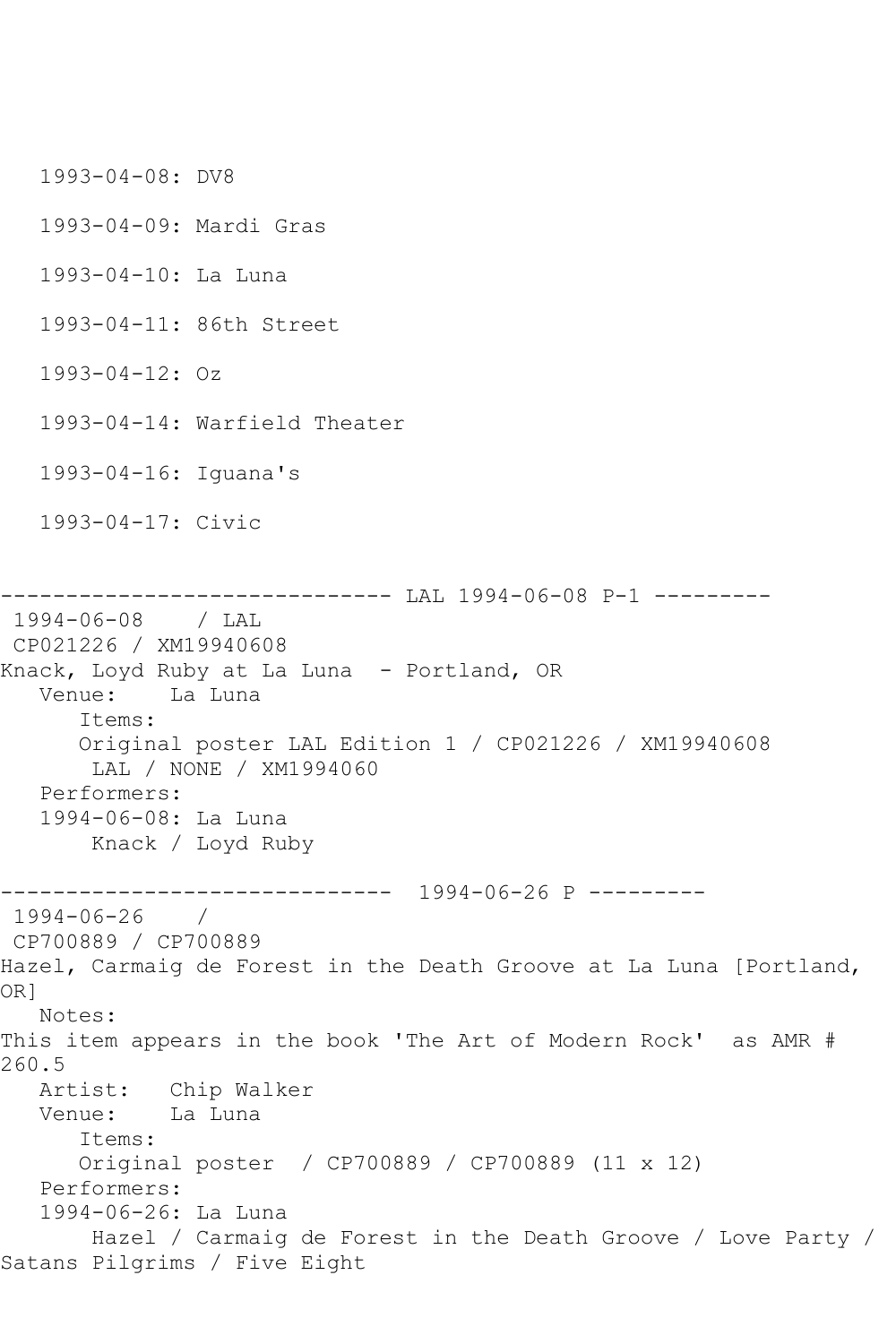1993-04-08: DV8

1993-04-09: Mardi Gras

1993-04-10: La Luna

1993-04-11: 86th Street

1993-04-12: Oz

1993-04-14: Warfield Theater

1993-04-16: Iguana's

1993-04-17: Civic

------------------------------ LAL 1994-06-08 P-1 ---------

1994-06-08 / LAL
CP021226 / XM19940608
Knack, Loyd Ruby at La Luna - Portland, OR

Venue: La Luna

Items:

Original poster LAL Edition 1 / CP021226 / XM19940608
LAL / NONE / XM1994060

Performers:

1994-06-08: La Luna
Knack / Loyd Ruby

------------------------------ 1994-06-26 P ---------

1994-06-26 /
CP700889 / CP700889
Hazel, Carmaig de Forest in the Death Groove at La Luna [Portland, OR]

Notes:

This item appears in the book 'The Art of Modern Rock' as AMR # 260.5

Artist: Chip Walker

Venue: La Luna

Items:

Original poster / CP700889 / CP700889 (11 x 12)

Performers:

1994-06-26: La Luna
Hazel / Carmaig de Forest in the Death Groove / Love Party / Satans Pilgrims / Five Eight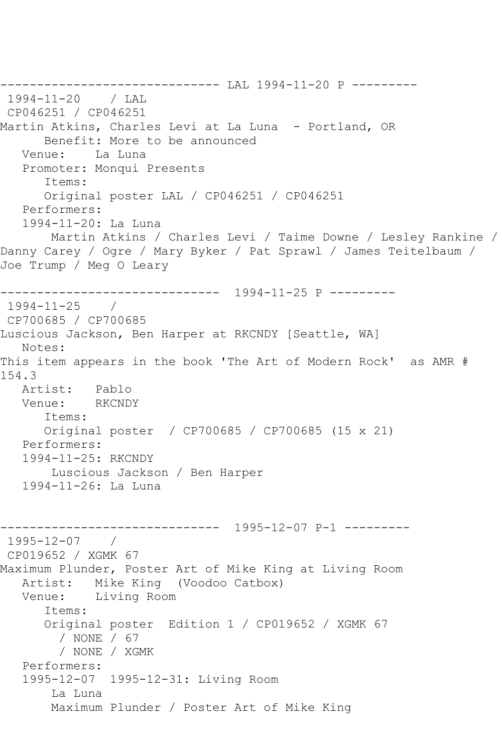```
------------------------------ LAL 1994-11-20 P ---------
 1994-11-20    / LAL
 CP046251 / CP046251
Martin Atkins, Charles Levi at La Luna  - Portland, OR
      Benefit: More to be announced
   Venue:    La Luna
   Promoter: Monqui Presents
      Items:
      Original poster LAL / CP046251 / CP046251
   Performers:
   1994-11-20: La Luna
       Martin Atkins / Charles Levi / Taime Downe / Lesley Rankine /
Danny Carey / Ogre / Mary Byker / Pat Sprawl / James Teitelbaum /
Joe Trump / Meg O Leary

------------------------------  1994-11-25 P ---------
 1994-11-25    /
 CP700685 / CP700685
Luscious Jackson, Ben Harper at RKCNDY [Seattle, WA]
   Notes:
This item appears in the book 'The Art of Modern Rock'  as AMR #
154.3
   Artist:   Pablo
   Venue:    RKCNDY
      Items:
      Original poster  / CP700685 / CP700685 (15 x 21)
   Performers:
   1994-11-25: RKCNDY
       Luscious Jackson / Ben Harper
   1994-11-26: La Luna


------------------------------  1995-12-07 P-1 ---------
 1995-12-07    /
 CP019652 / XGMK 67
Maximum Plunder, Poster Art of Mike King at Living Room
   Artist:   Mike King  (Voodoo Catbox)
   Venue:    Living Room
      Items:
      Original poster  Edition 1 / CP019652 / XGMK 67
        / NONE / 67
        / NONE / XGMK
   Performers:
   1995-12-07  1995-12-31: Living Room
       La Luna
       Maximum Plunder / Poster Art of Mike King
```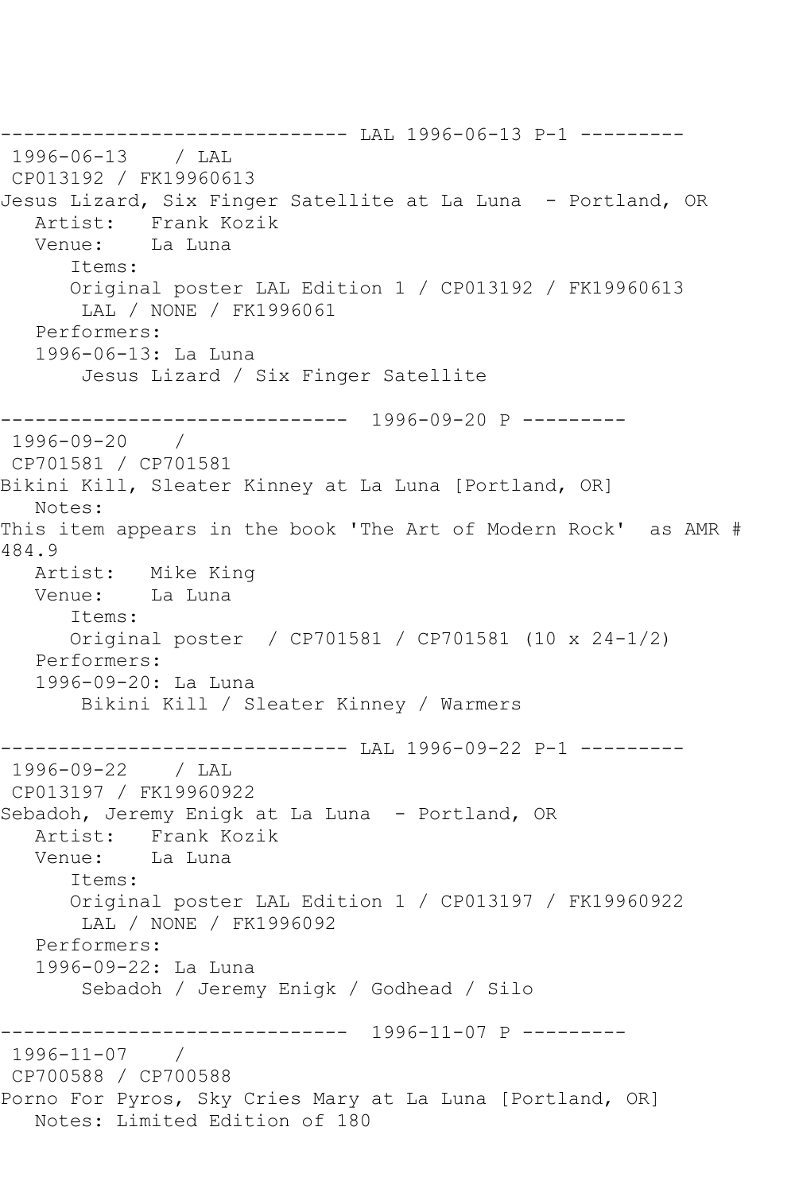------------------------------ LAL 1996-06-13 P-1 ---------
 1996-06-13    / LAL
 CP013192 / FK19960613
Jesus Lizard, Six Finger Satellite at La Luna  - Portland, OR
   Artist:   Frank Kozik
   Venue:    La Luna
      Items:
      Original poster LAL Edition 1 / CP013192 / FK19960613
       LAL / NONE / FK1996061
   Performers:
   1996-06-13: La Luna
       Jesus Lizard / Six Finger Satellite

------------------------------  1996-09-20 P ---------
 1996-09-20    /
 CP701581 / CP701581
Bikini Kill, Sleater Kinney at La Luna [Portland, OR]
   Notes:
This item appears in the book 'The Art of Modern Rock'  as AMR # 484.9
   Artist:   Mike King
   Venue:    La Luna
      Items:
      Original poster  / CP701581 / CP701581 (10 x 24-1/2)
   Performers:
   1996-09-20: La Luna
       Bikini Kill / Sleater Kinney / Warmers

------------------------------ LAL 1996-09-22 P-1 ---------
 1996-09-22    / LAL
 CP013197 / FK19960922
Sebadoh, Jeremy Enigk at La Luna  - Portland, OR
   Artist:   Frank Kozik
   Venue:    La Luna
      Items:
      Original poster LAL Edition 1 / CP013197 / FK19960922
       LAL / NONE / FK1996092
   Performers:
   1996-09-22: La Luna
       Sebadoh / Jeremy Enigk / Godhead / Silo

------------------------------  1996-11-07 P ---------
 1996-11-07    /
 CP700588 / CP700588
Porno For Pyros, Sky Cries Mary at La Luna [Portland, OR]
   Notes: Limited Edition of 180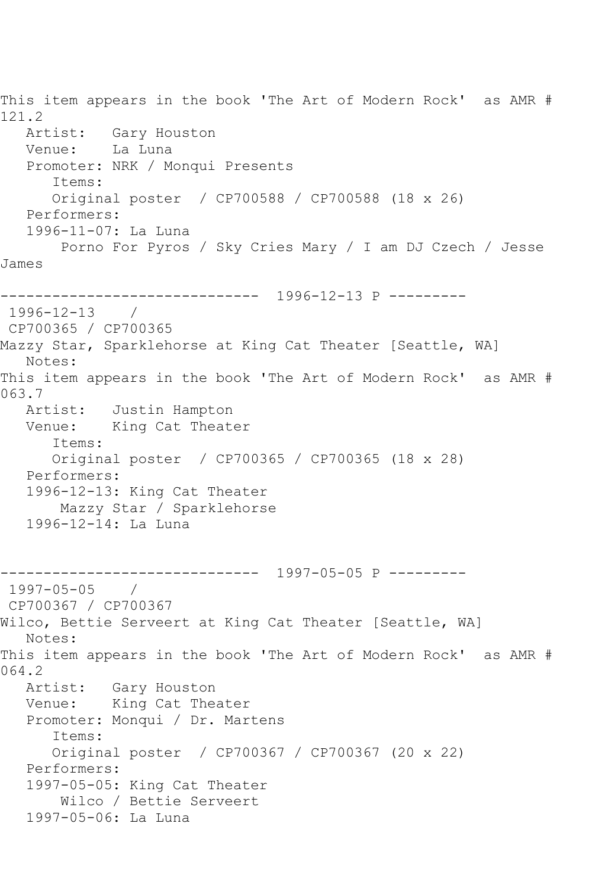This item appears in the book 'The Art of Modern Rock' as AMR # 121.2

Artist: Gary Houston
Venue: La Luna
Promoter: NRK / Monqui Presents
Items:
Original poster / CP700588 / CP700588 (18 x 26)
Performers:
1996-11-07: La Luna
Porno For Pyros / Sky Cries Mary / I am DJ Czech / Jesse James

------------------------------ 1996-12-13 P ---------

1996-12-13 /
CP700365 / CP700365
Mazzy Star, Sparklehorse at King Cat Theater [Seattle, WA]
Notes:
This item appears in the book 'The Art of Modern Rock' as AMR # 063.7
Artist: Justin Hampton
Venue: King Cat Theater
Items:
Original poster / CP700365 / CP700365 (18 x 28)
Performers:
1996-12-13: King Cat Theater
Mazzy Star / Sparklehorse
1996-12-14: La Luna

------------------------------ 1997-05-05 P ---------

1997-05-05 /
CP700367 / CP700367
Wilco, Bettie Serveert at King Cat Theater [Seattle, WA]
Notes:
This item appears in the book 'The Art of Modern Rock' as AMR # 064.2
Artist: Gary Houston
Venue: King Cat Theater
Promoter: Monqui / Dr. Martens
Items:
Original poster / CP700367 / CP700367 (20 x 22)
Performers:
1997-05-05: King Cat Theater
Wilco / Bettie Serveert
1997-05-06: La Luna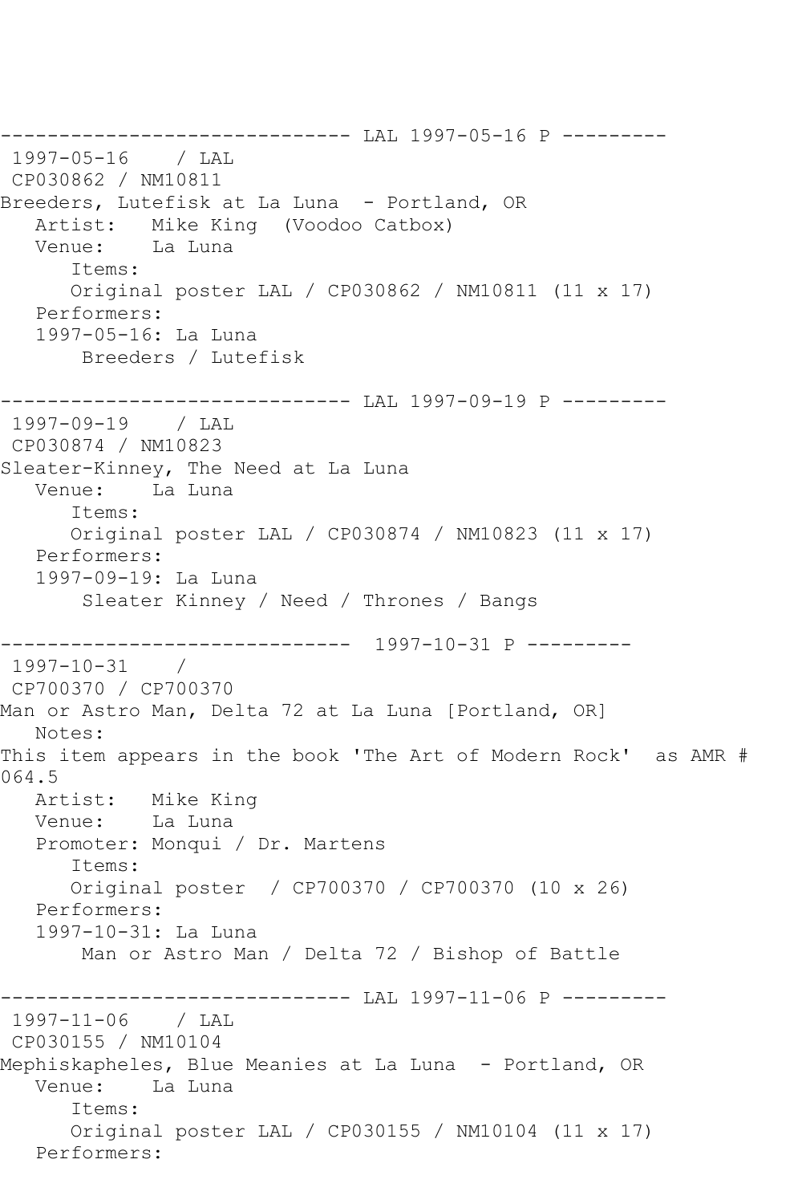------------------------------ LAL 1997-05-16 P ---------

1997-05-16 / LAL
CP030862 / NM10811
Breeders, Lutefisk at La Luna - Portland, OR
Artist: Mike King (Voodoo Catbox)
Venue: La Luna
Items:
Original poster LAL / CP030862 / NM10811 (11 x 17)
Performers:
1997-05-16: La Luna
Breeders / Lutefisk

------------------------------ LAL 1997-09-19 P ---------

1997-09-19 / LAL
CP030874 / NM10823
Sleater-Kinney, The Need at La Luna
Venue: La Luna
Items:
Original poster LAL / CP030874 / NM10823 (11 x 17)
Performers:
1997-09-19: La Luna
Sleater Kinney / Need / Thrones / Bangs

------------------------------ 1997-10-31 P ---------

1997-10-31 /
CP700370 / CP700370
Man or Astro Man, Delta 72 at La Luna [Portland, OR]
Notes:
This item appears in the book 'The Art of Modern Rock' as AMR # 064.5
Artist: Mike King
Venue: La Luna
Promoter: Monqui / Dr. Martens
Items:
Original poster / CP700370 / CP700370 (10 x 26)
Performers:
1997-10-31: La Luna
Man or Astro Man / Delta 72 / Bishop of Battle

------------------------------ LAL 1997-11-06 P ---------

1997-11-06 / LAL
CP030155 / NM10104
Mephiskapheles, Blue Meanies at La Luna - Portland, OR
Venue: La Luna
Items:
Original poster LAL / CP030155 / NM10104 (11 x 17)
Performers: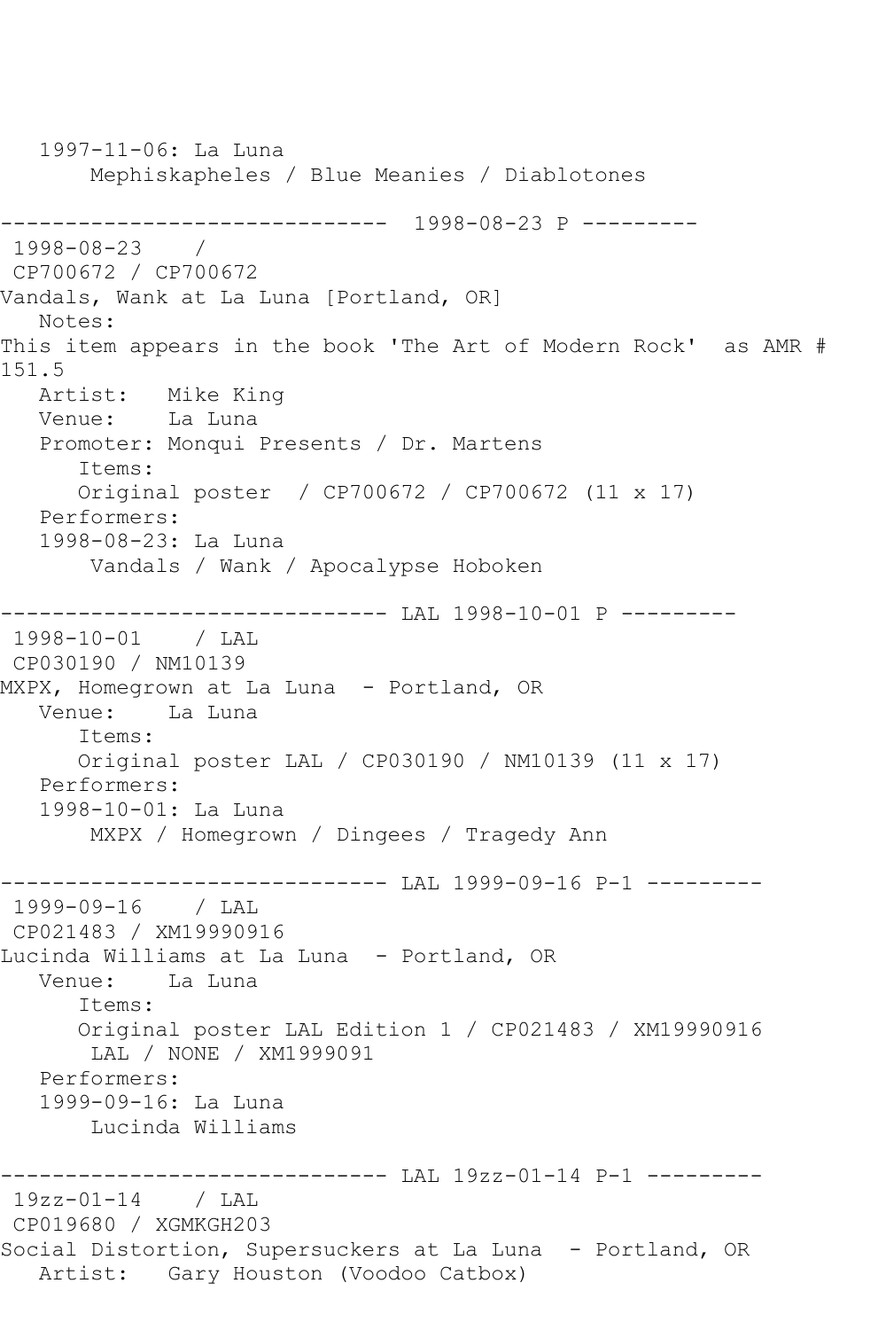1997-11-06: La Luna
        Mephiskapheles / Blue Meanies / Diablotones

------------------------------  1998-08-23 P ---------
 1998-08-23    /
 CP700672 / CP700672
Vandals, Wank at La Luna [Portland, OR]
   Notes:
This item appears in the book 'The Art of Modern Rock'  as AMR # 151.5
   Artist:   Mike King
   Venue:    La Luna
   Promoter: Monqui Presents / Dr. Martens
      Items:
      Original poster  / CP700672 / CP700672 (11 x 17)
   Performers:
   1998-08-23: La Luna
        Vandals / Wank / Apocalypse Hoboken

------------------------------ LAL 1998-10-01 P ---------
 1998-10-01    / LAL
 CP030190 / NM10139
MXPX, Homegrown at La Luna  - Portland, OR
   Venue:    La Luna
      Items:
      Original poster LAL / CP030190 / NM10139 (11 x 17)
   Performers:
   1998-10-01: La Luna
        MXPX / Homegrown / Dingees / Tragedy Ann

------------------------------ LAL 1999-09-16 P-1 ---------
 1999-09-16    / LAL
 CP021483 / XM19990916
Lucinda Williams at La Luna  - Portland, OR
   Venue:    La Luna
      Items:
      Original poster LAL Edition 1 / CP021483 / XM19990916
        LAL / NONE / XM1999091
   Performers:
   1999-09-16: La Luna
        Lucinda Williams

------------------------------ LAL 19zz-01-14 P-1 ---------
 19zz-01-14    / LAL
 CP019680 / XGMKGH203
Social Distortion, Supersuckers at La Luna  - Portland, OR
   Artist:   Gary Houston (Voodoo Catbox)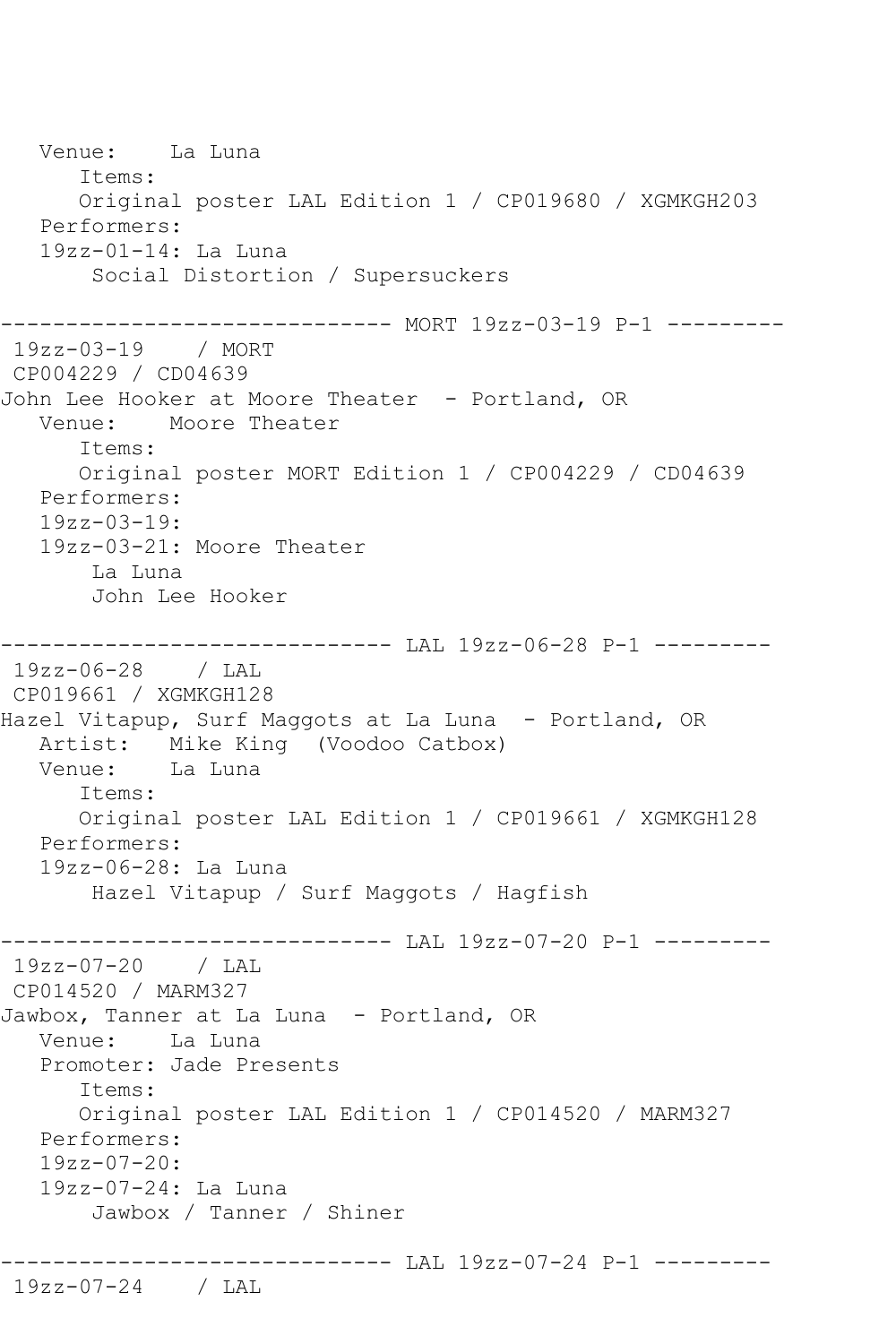```
   Venue:    La Luna
      Items:
      Original poster LAL Edition 1 / CP019680 / XGMKGH203
   Performers:
   19zz-01-14: La Luna
       Social Distortion / Supersuckers

------------------------------ MORT 19zz-03-19 P-1 ---------
 19zz-03-19    / MORT
 CP004229 / CD04639
John Lee Hooker at Moore Theater  - Portland, OR
   Venue:    Moore Theater
      Items:
      Original poster MORT Edition 1 / CP004229 / CD04639
   Performers:
   19zz-03-19:
   19zz-03-21: Moore Theater
       La Luna
       John Lee Hooker

------------------------------ LAL 19zz-06-28 P-1 ---------
 19zz-06-28    / LAL
 CP019661 / XGMKGH128
Hazel Vitapup, Surf Maggots at La Luna  - Portland, OR
   Artist:   Mike King  (Voodoo Catbox)
   Venue:    La Luna
      Items:
      Original poster LAL Edition 1 / CP019661 / XGMKGH128
   Performers:
   19zz-06-28: La Luna
       Hazel Vitapup / Surf Maggots / Hagfish

------------------------------ LAL 19zz-07-20 P-1 ---------
 19zz-07-20    / LAL
 CP014520 / MARM327
Jawbox, Tanner at La Luna  - Portland, OR
   Venue:    La Luna
   Promoter: Jade Presents
      Items:
      Original poster LAL Edition 1 / CP014520 / MARM327
   Performers:
   19zz-07-20:
   19zz-07-24: La Luna
       Jawbox / Tanner / Shiner

------------------------------ LAL 19zz-07-24 P-1 ---------
 19zz-07-24    / LAL
```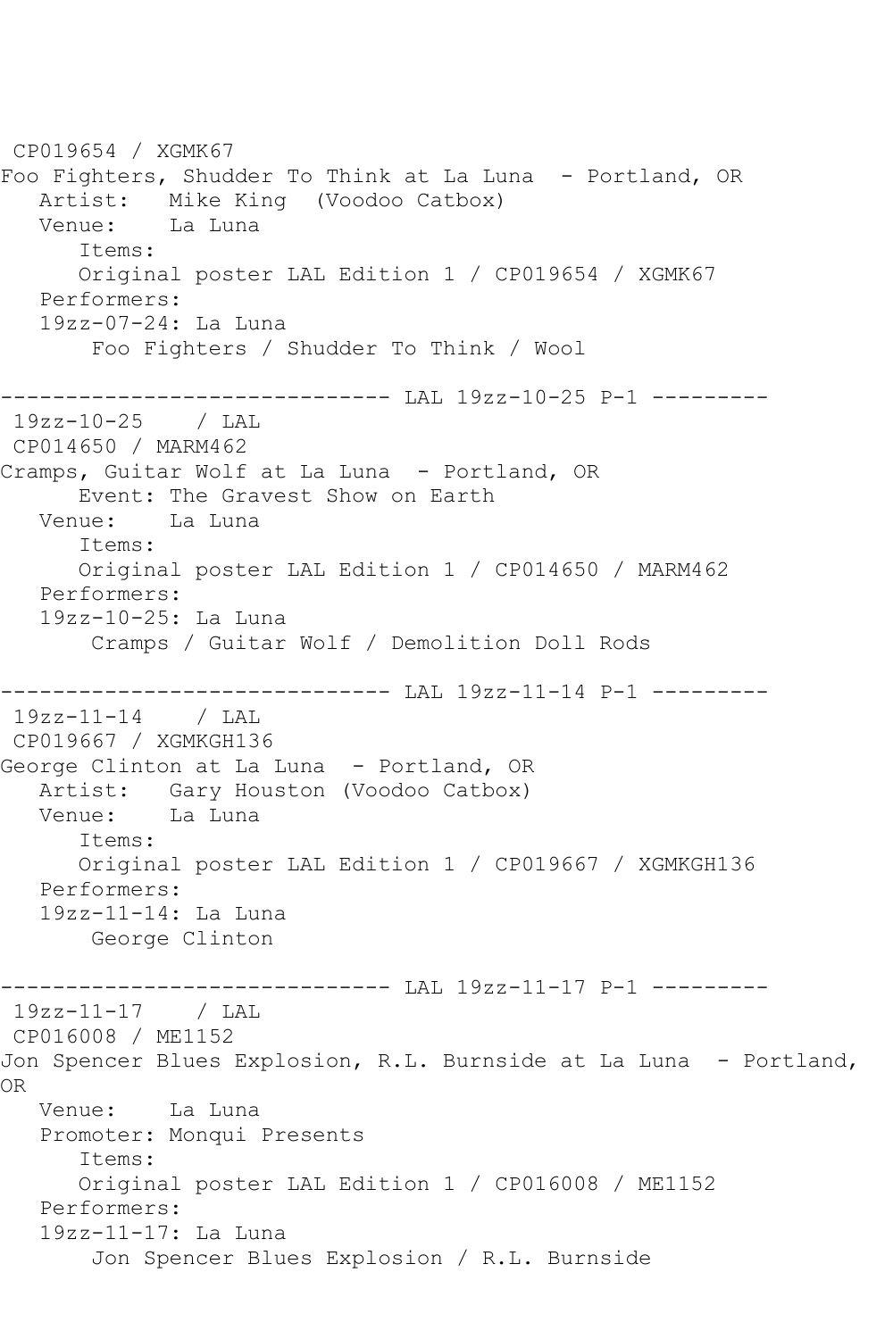CP019654 / XGMK67
Foo Fighters, Shudder To Think at La Luna - Portland, OR
Artist: Mike King (Voodoo Catbox)
Venue: La Luna
Items:
Original poster LAL Edition 1 / CP019654 / XGMK67
Performers:
19zz-07-24: La Luna
Foo Fighters / Shudder To Think / Wool

------------------------------ LAL 19zz-10-25 P-1 ---------

19zz-10-25 / LAL
CP014650 / MARM462
Cramps, Guitar Wolf at La Luna - Portland, OR
Event: The Gravest Show on Earth
Venue: La Luna
Items:
Original poster LAL Edition 1 / CP014650 / MARM462
Performers:
19zz-10-25: La Luna
Cramps / Guitar Wolf / Demolition Doll Rods

------------------------------ LAL 19zz-11-14 P-1 ---------

19zz-11-14 / LAL
CP019667 / XGMKGH136
George Clinton at La Luna - Portland, OR
Artist: Gary Houston (Voodoo Catbox)
Venue: La Luna
Items:
Original poster LAL Edition 1 / CP019667 / XGMKGH136
Performers:
19zz-11-14: La Luna
George Clinton

------------------------------ LAL 19zz-11-17 P-1 ---------

19zz-11-17 / LAL
CP016008 / ME1152
Jon Spencer Blues Explosion, R.L. Burnside at La Luna - Portland, OR
Venue: La Luna
Promoter: Monqui Presents
Items:
Original poster LAL Edition 1 / CP016008 / ME1152
Performers:
19zz-11-17: La Luna
Jon Spencer Blues Explosion / R.L. Burnside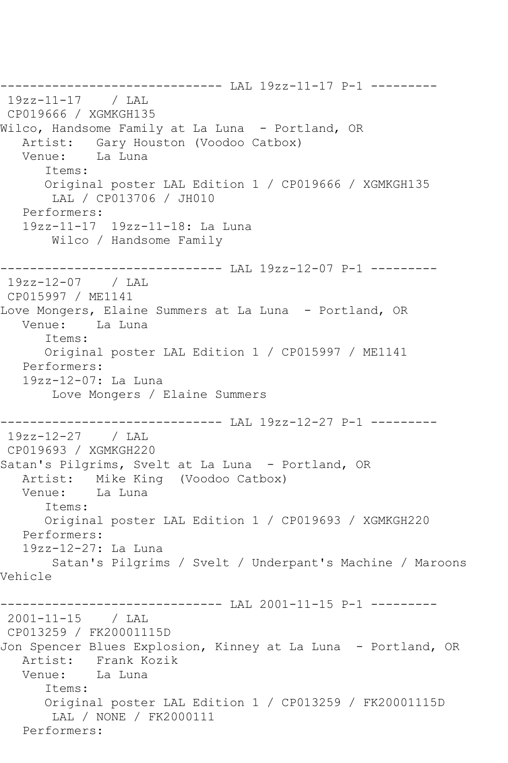```
------------------------------ LAL 19zz-11-17 P-1 ---------
 19zz-11-17    / LAL
 CP019666 / XGMKGH135
Wilco, Handsome Family at La Luna  - Portland, OR
   Artist:   Gary Houston (Voodoo Catbox)
   Venue:    La Luna
      Items:
      Original poster LAL Edition 1 / CP019666 / XGMKGH135
       LAL / CP013706 / JH010
   Performers:
   19zz-11-17  19zz-11-18: La Luna
       Wilco / Handsome Family

------------------------------ LAL 19zz-12-07 P-1 ---------
 19zz-12-07    / LAL
 CP015997 / ME1141
Love Mongers, Elaine Summers at La Luna  - Portland, OR
   Venue:    La Luna
      Items:
      Original poster LAL Edition 1 / CP015997 / ME1141
   Performers:
   19zz-12-07: La Luna
       Love Mongers / Elaine Summers

------------------------------ LAL 19zz-12-27 P-1 ---------
 19zz-12-27    / LAL
 CP019693 / XGMKGH220
Satan's Pilgrims, Svelt at La Luna  - Portland, OR
   Artist:   Mike King  (Voodoo Catbox)
   Venue:    La Luna
      Items:
      Original poster LAL Edition 1 / CP019693 / XGMKGH220
   Performers:
   19zz-12-27: La Luna
       Satan's Pilgrims / Svelt / Underpant's Machine / Maroons
Vehicle

------------------------------ LAL 2001-11-15 P-1 ---------
 2001-11-15    / LAL
 CP013259 / FK20001115D
Jon Spencer Blues Explosion, Kinney at La Luna  - Portland, OR
   Artist:   Frank Kozik
   Venue:    La Luna
      Items:
      Original poster LAL Edition 1 / CP013259 / FK20001115D
       LAL / NONE / FK2000111
   Performers:
```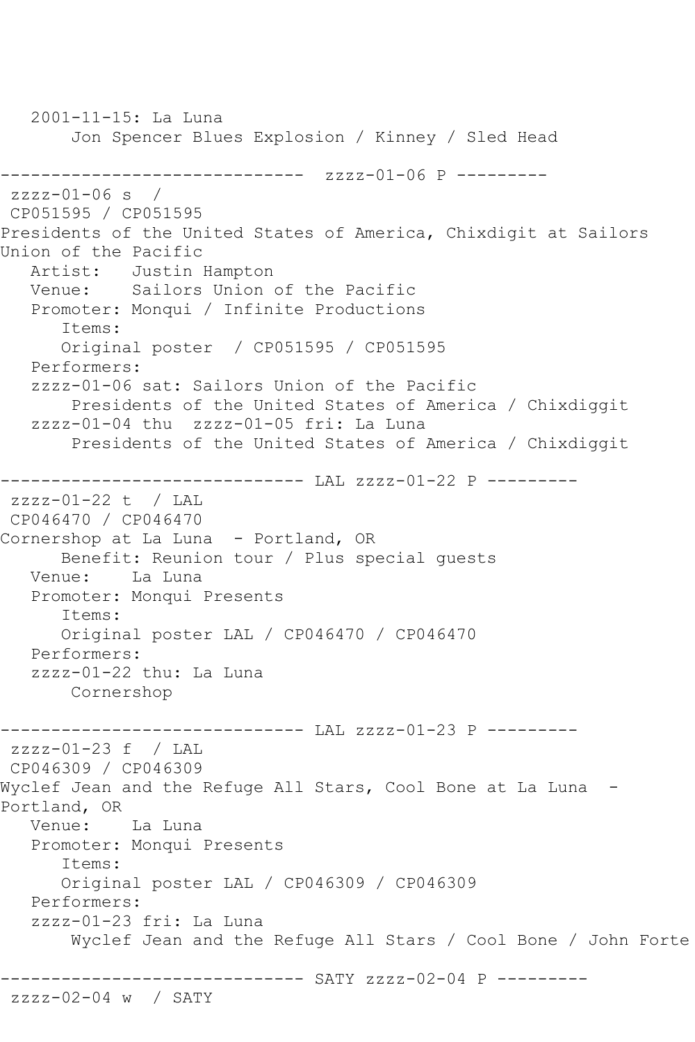```
   2001-11-15: La Luna
       Jon Spencer Blues Explosion / Kinney / Sled Head

------------------------------  zzzz-01-06 P ---------
 zzzz-01-06 s  /
 CP051595 / CP051595
Presidents of the United States of America, Chixdigit at Sailors
Union of the Pacific
   Artist:   Justin Hampton
   Venue:    Sailors Union of the Pacific
   Promoter: Monqui / Infinite Productions
      Items:
      Original poster  / CP051595 / CP051595
   Performers:
   zzzz-01-06 sat: Sailors Union of the Pacific
       Presidents of the United States of America / Chixdiggit
   zzzz-01-04 thu  zzzz-01-05 fri: La Luna
       Presidents of the United States of America / Chixdiggit

------------------------------ LAL zzzz-01-22 P ---------
 zzzz-01-22 t  / LAL
 CP046470 / CP046470
Cornershop at La Luna  - Portland, OR
      Benefit: Reunion tour / Plus special guests
   Venue:    La Luna
   Promoter: Monqui Presents
      Items:
      Original poster LAL / CP046470 / CP046470
   Performers:
   zzzz-01-22 thu: La Luna
       Cornershop

------------------------------ LAL zzzz-01-23 P ---------
 zzzz-01-23 f  / LAL
 CP046309 / CP046309
Wyclef Jean and the Refuge All Stars, Cool Bone at La Luna  -
Portland, OR
   Venue:    La Luna
   Promoter: Monqui Presents
      Items:
      Original poster LAL / CP046309 / CP046309
   Performers:
   zzzz-01-23 fri: La Luna
       Wyclef Jean and the Refuge All Stars / Cool Bone / John Forte

------------------------------ SATY zzzz-02-04 P ---------
 zzzz-02-04 w  / SATY
```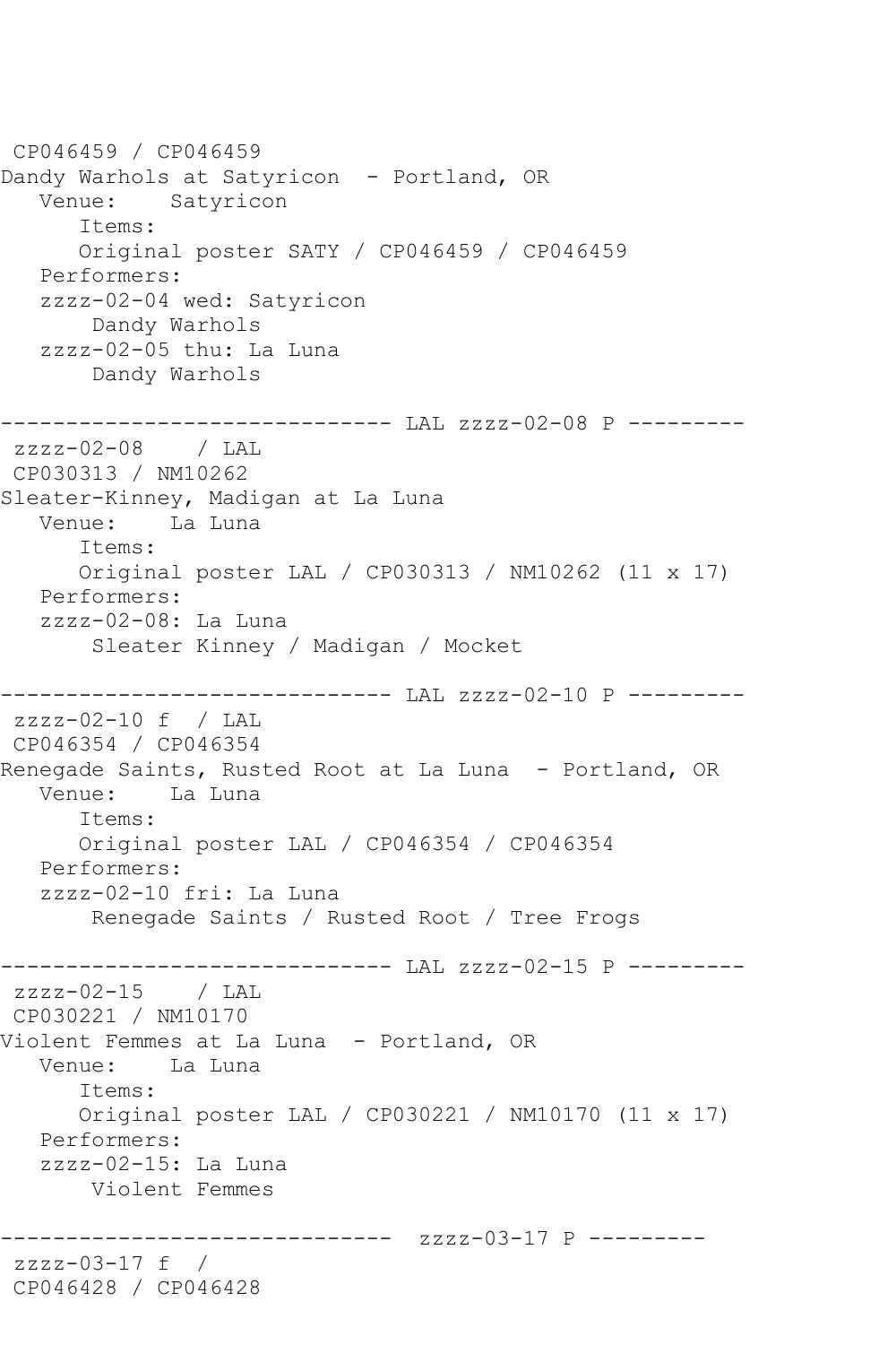```
 CP046459 / CP046459
Dandy Warhols at Satyricon  - Portland, OR
   Venue:    Satyricon
      Items:
      Original poster SATY / CP046459 / CP046459
   Performers:
   zzzz-02-04 wed: Satyricon
       Dandy Warhols
   zzzz-02-05 thu: La Luna
       Dandy Warhols

------------------------------ LAL zzzz-02-08 P ---------
 zzzz-02-08    / LAL
 CP030313 / NM10262
Sleater-Kinney, Madigan at La Luna
   Venue:    La Luna
      Items:
      Original poster LAL / CP030313 / NM10262 (11 x 17)
   Performers:
   zzzz-02-08: La Luna
       Sleater Kinney / Madigan / Mocket

------------------------------ LAL zzzz-02-10 P ---------
 zzzz-02-10 f  / LAL
 CP046354 / CP046354
Renegade Saints, Rusted Root at La Luna  - Portland, OR
   Venue:    La Luna
      Items:
      Original poster LAL / CP046354 / CP046354
   Performers:
   zzzz-02-10 fri: La Luna
       Renegade Saints / Rusted Root / Tree Frogs

------------------------------ LAL zzzz-02-15 P ---------
 zzzz-02-15    / LAL
 CP030221 / NM10170
Violent Femmes at La Luna  - Portland, OR
   Venue:    La Luna
      Items:
      Original poster LAL / CP030221 / NM10170 (11 x 17)
   Performers:
   zzzz-02-15: La Luna
       Violent Femmes

------------------------------  zzzz-03-17 P ---------
 zzzz-03-17 f  /
 CP046428 / CP046428
```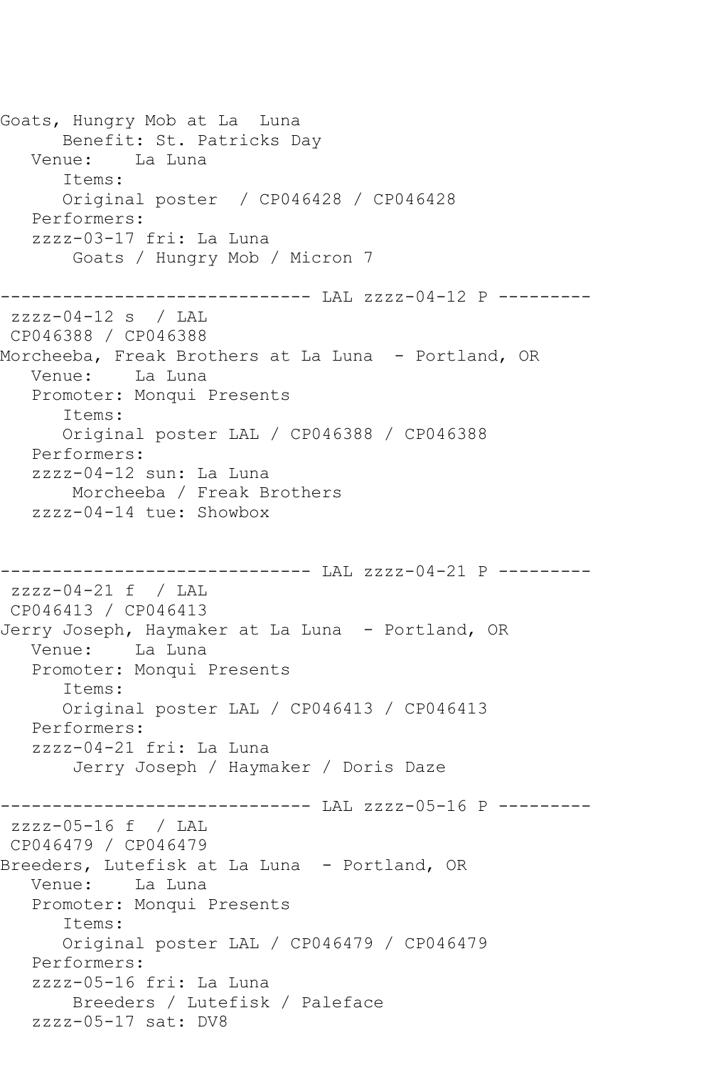```
Goats, Hungry Mob at La  Luna
      Benefit: St. Patricks Day
   Venue:    La Luna
      Items:
      Original poster  / CP046428 / CP046428
   Performers:
   zzzz-03-17 fri: La Luna
       Goats / Hungry Mob / Micron 7

------------------------------ LAL zzzz-04-12 P ---------
 zzzz-04-12 s  / LAL
 CP046388 / CP046388
Morcheeba, Freak Brothers at La Luna  - Portland, OR
   Venue:    La Luna
   Promoter: Monqui Presents
      Items:
      Original poster LAL / CP046388 / CP046388
   Performers:
   zzzz-04-12 sun: La Luna
       Morcheeba / Freak Brothers
   zzzz-04-14 tue: Showbox


------------------------------ LAL zzzz-04-21 P ---------
 zzzz-04-21 f  / LAL
 CP046413 / CP046413
Jerry Joseph, Haymaker at La Luna  - Portland, OR
   Venue:    La Luna
   Promoter: Monqui Presents
      Items:
      Original poster LAL / CP046413 / CP046413
   Performers:
   zzzz-04-21 fri: La Luna
       Jerry Joseph / Haymaker / Doris Daze

------------------------------ LAL zzzz-05-16 P ---------
 zzzz-05-16 f  / LAL
 CP046479 / CP046479
Breeders, Lutefisk at La Luna  - Portland, OR
   Venue:    La Luna
   Promoter: Monqui Presents
      Items:
      Original poster LAL / CP046479 / CP046479
   Performers:
   zzzz-05-16 fri: La Luna
       Breeders / Lutefisk / Paleface
   zzzz-05-17 sat: DV8
```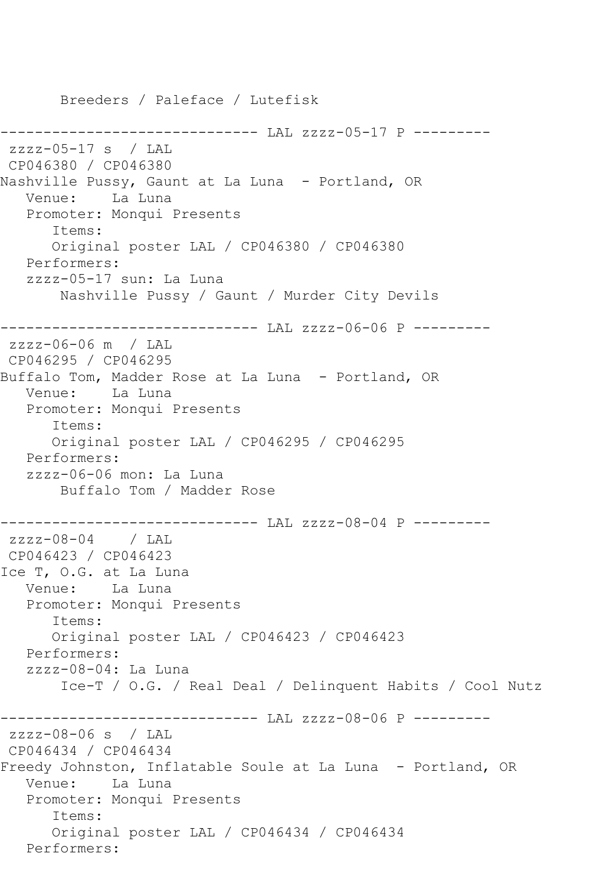```
       Breeders / Paleface / Lutefisk

------------------------------ LAL zzzz-05-17 P ---------
 zzzz-05-17 s  / LAL
 CP046380 / CP046380
Nashville Pussy, Gaunt at La Luna  - Portland, OR
   Venue:    La Luna
   Promoter: Monqui Presents
      Items:
      Original poster LAL / CP046380 / CP046380
   Performers:
   zzzz-05-17 sun: La Luna
       Nashville Pussy / Gaunt / Murder City Devils

------------------------------ LAL zzzz-06-06 P ---------
 zzzz-06-06 m  / LAL
 CP046295 / CP046295
Buffalo Tom, Madder Rose at La Luna  - Portland, OR
   Venue:    La Luna
   Promoter: Monqui Presents
      Items:
      Original poster LAL / CP046295 / CP046295
   Performers:
   zzzz-06-06 mon: La Luna
       Buffalo Tom / Madder Rose

------------------------------ LAL zzzz-08-04 P ---------
 zzzz-08-04    / LAL
 CP046423 / CP046423
Ice T, O.G. at La Luna
   Venue:    La Luna
   Promoter: Monqui Presents
      Items:
      Original poster LAL / CP046423 / CP046423
   Performers:
   zzzz-08-04: La Luna
       Ice-T / O.G. / Real Deal / Delinquent Habits / Cool Nutz

------------------------------ LAL zzzz-08-06 P ---------
 zzzz-08-06 s  / LAL
 CP046434 / CP046434
Freedy Johnston, Inflatable Soule at La Luna  - Portland, OR
   Venue:    La Luna
   Promoter: Monqui Presents
      Items:
      Original poster LAL / CP046434 / CP046434
   Performers:
```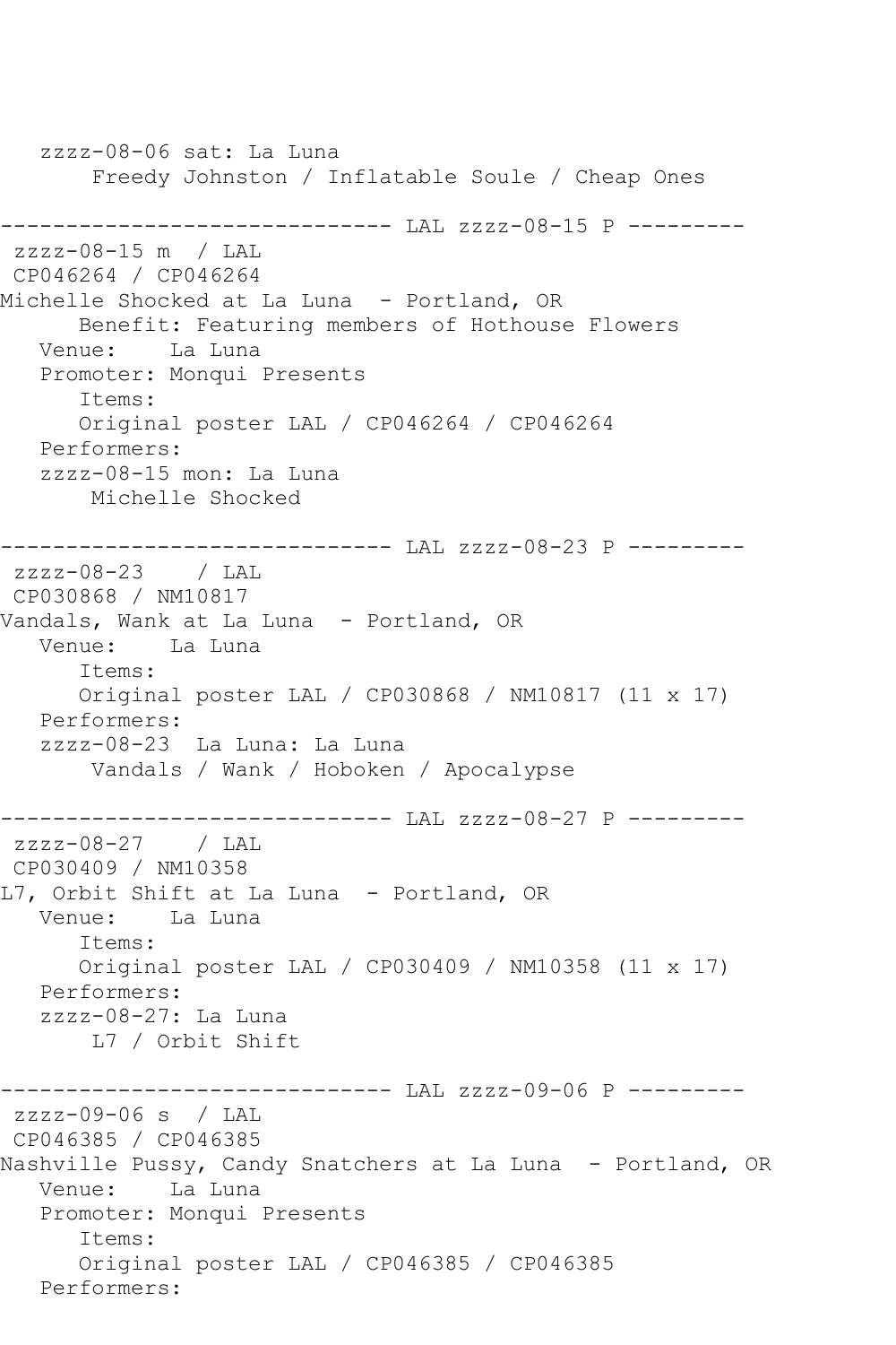```
   zzzz-08-06 sat: La Luna
       Freedy Johnston / Inflatable Soule / Cheap Ones

------------------------------ LAL zzzz-08-15 P ---------
 zzzz-08-15 m  / LAL
 CP046264 / CP046264
Michelle Shocked at La Luna  - Portland, OR
      Benefit: Featuring members of Hothouse Flowers
   Venue:    La Luna
   Promoter: Monqui Presents
      Items:
      Original poster LAL / CP046264 / CP046264
   Performers:
   zzzz-08-15 mon: La Luna
       Michelle Shocked

------------------------------ LAL zzzz-08-23 P ---------
 zzzz-08-23    / LAL
 CP030868 / NM10817
Vandals, Wank at La Luna  - Portland, OR
   Venue:    La Luna
      Items:
      Original poster LAL / CP030868 / NM10817 (11 x 17)
   Performers:
   zzzz-08-23  La Luna: La Luna
       Vandals / Wank / Hoboken / Apocalypse

------------------------------ LAL zzzz-08-27 P ---------
 zzzz-08-27    / LAL
 CP030409 / NM10358
L7, Orbit Shift at La Luna  - Portland, OR
   Venue:    La Luna
      Items:
      Original poster LAL / CP030409 / NM10358 (11 x 17)
   Performers:
   zzzz-08-27: La Luna
       L7 / Orbit Shift

------------------------------ LAL zzzz-09-06 P ---------
 zzzz-09-06 s  / LAL
 CP046385 / CP046385
Nashville Pussy, Candy Snatchers at La Luna  - Portland, OR
   Venue:    La Luna
   Promoter: Monqui Presents
      Items:
      Original poster LAL / CP046385 / CP046385
   Performers:
```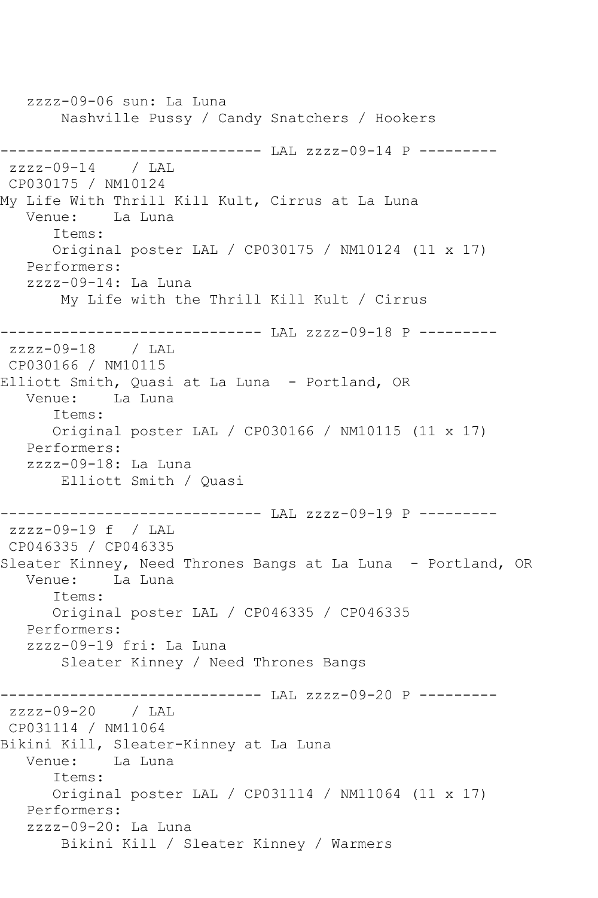zzzz-09-06 sun: La Luna
    Nashville Pussy / Candy Snatchers / Hookers

------------------------------ LAL zzzz-09-14 P ---------
zzzz-09-14    / LAL
CP030175 / NM10124
My Life With Thrill Kill Kult, Cirrus at La Luna
Venue:    La Luna
Items:
Original poster LAL / CP030175 / NM10124 (11 x 17)
Performers:
zzzz-09-14: La Luna
    My Life with the Thrill Kill Kult / Cirrus

------------------------------ LAL zzzz-09-18 P ---------
zzzz-09-18    / LAL
CP030166 / NM10115
Elliott Smith, Quasi at La Luna  - Portland, OR
Venue:    La Luna
Items:
Original poster LAL / CP030166 / NM10115 (11 x 17)
Performers:
zzzz-09-18: La Luna
    Elliott Smith / Quasi

------------------------------ LAL zzzz-09-19 P ---------
zzzz-09-19 f  / LAL
CP046335 / CP046335
Sleater Kinney, Need Thrones Bangs at La Luna  - Portland, OR
Venue:    La Luna
Items:
Original poster LAL / CP046335 / CP046335
Performers:
zzzz-09-19 fri: La Luna
    Sleater Kinney / Need Thrones Bangs

------------------------------ LAL zzzz-09-20 P ---------
zzzz-09-20    / LAL
CP031114 / NM11064
Bikini Kill, Sleater-Kinney at La Luna
Venue:    La Luna
Items:
Original poster LAL / CP031114 / NM11064 (11 x 17)
Performers:
zzzz-09-20: La Luna
    Bikini Kill / Sleater Kinney / Warmers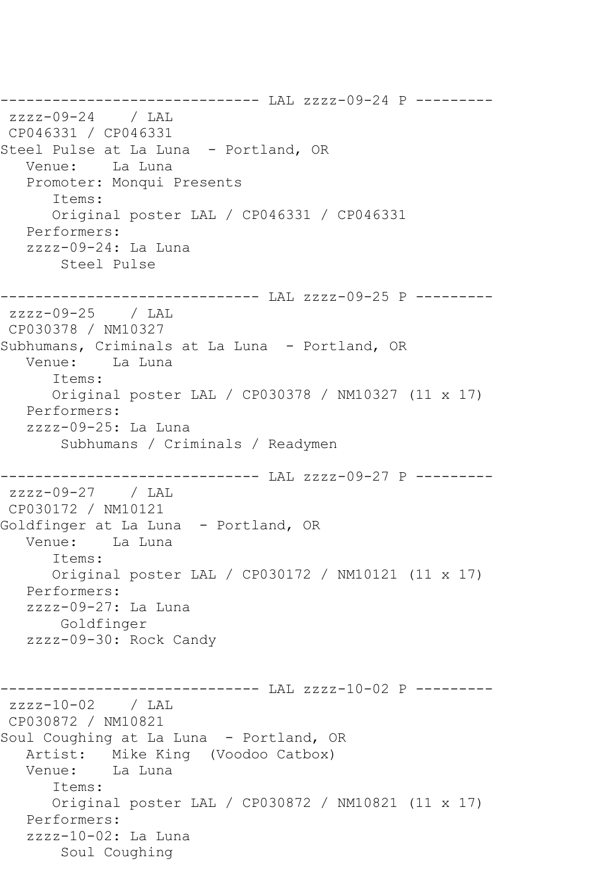```
------------------------------ LAL zzzz-09-24 P ---------
 zzzz-09-24    / LAL
 CP046331 / CP046331
Steel Pulse at La Luna  - Portland, OR
   Venue:    La Luna
   Promoter: Monqui Presents
      Items:
      Original poster LAL / CP046331 / CP046331
   Performers:
   zzzz-09-24: La Luna
       Steel Pulse

------------------------------ LAL zzzz-09-25 P ---------
 zzzz-09-25    / LAL
 CP030378 / NM10327
Subhumans, Criminals at La Luna  - Portland, OR
   Venue:    La Luna
      Items:
      Original poster LAL / CP030378 / NM10327 (11 x 17)
   Performers:
   zzzz-09-25: La Luna
       Subhumans / Criminals / Readymen

------------------------------ LAL zzzz-09-27 P ---------
 zzzz-09-27    / LAL
 CP030172 / NM10121
Goldfinger at La Luna  - Portland, OR
   Venue:    La Luna
      Items:
      Original poster LAL / CP030172 / NM10121 (11 x 17)
   Performers:
   zzzz-09-27: La Luna
       Goldfinger
   zzzz-09-30: Rock Candy


------------------------------ LAL zzzz-10-02 P ---------
 zzzz-10-02    / LAL
 CP030872 / NM10821
Soul Coughing at La Luna  - Portland, OR
   Artist:   Mike King  (Voodoo Catbox)
   Venue:    La Luna
      Items:
      Original poster LAL / CP030872 / NM10821 (11 x 17)
   Performers:
   zzzz-10-02: La Luna
       Soul Coughing
```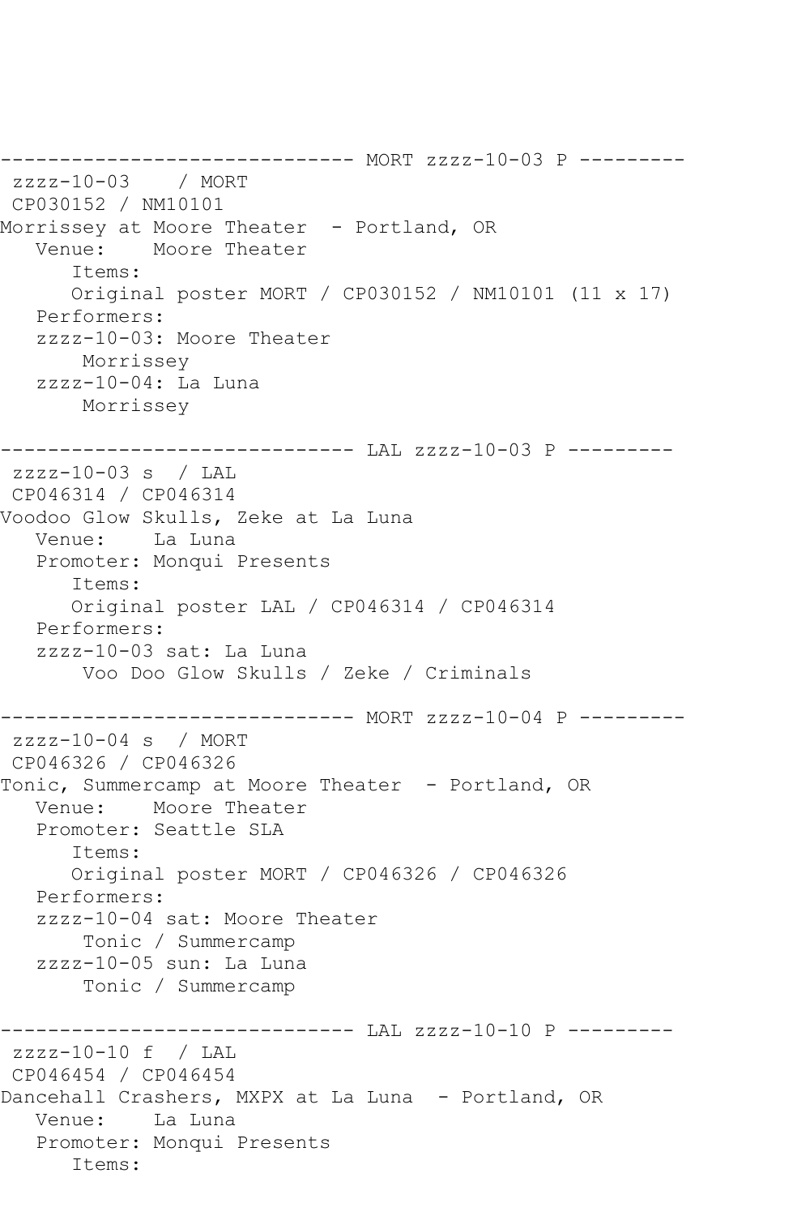```
------------------------------ MORT zzzz-10-03 P ---------
 zzzz-10-03    / MORT
 CP030152 / NM10101
Morrissey at Moore Theater  - Portland, OR
   Venue:    Moore Theater
      Items:
      Original poster MORT / CP030152 / NM10101 (11 x 17)
   Performers:
   zzzz-10-03: Moore Theater
       Morrissey
   zzzz-10-04: La Luna
       Morrissey

------------------------------ LAL zzzz-10-03 P ---------
 zzzz-10-03 s  / LAL
 CP046314 / CP046314
Voodoo Glow Skulls, Zeke at La Luna
   Venue:    La Luna
   Promoter: Monqui Presents
      Items:
      Original poster LAL / CP046314 / CP046314
   Performers:
   zzzz-10-03 sat: La Luna
       Voo Doo Glow Skulls / Zeke / Criminals

------------------------------ MORT zzzz-10-04 P ---------
 zzzz-10-04 s  / MORT
 CP046326 / CP046326
Tonic, Summercamp at Moore Theater  - Portland, OR
   Venue:    Moore Theater
   Promoter: Seattle SLA
      Items:
      Original poster MORT / CP046326 / CP046326
   Performers:
   zzzz-10-04 sat: Moore Theater
       Tonic / Summercamp
   zzzz-10-05 sun: La Luna
       Tonic / Summercamp

------------------------------ LAL zzzz-10-10 P ---------
 zzzz-10-10 f  / LAL
 CP046454 / CP046454
Dancehall Crashers, MXPX at La Luna  - Portland, OR
   Venue:    La Luna
   Promoter: Monqui Presents
      Items:
```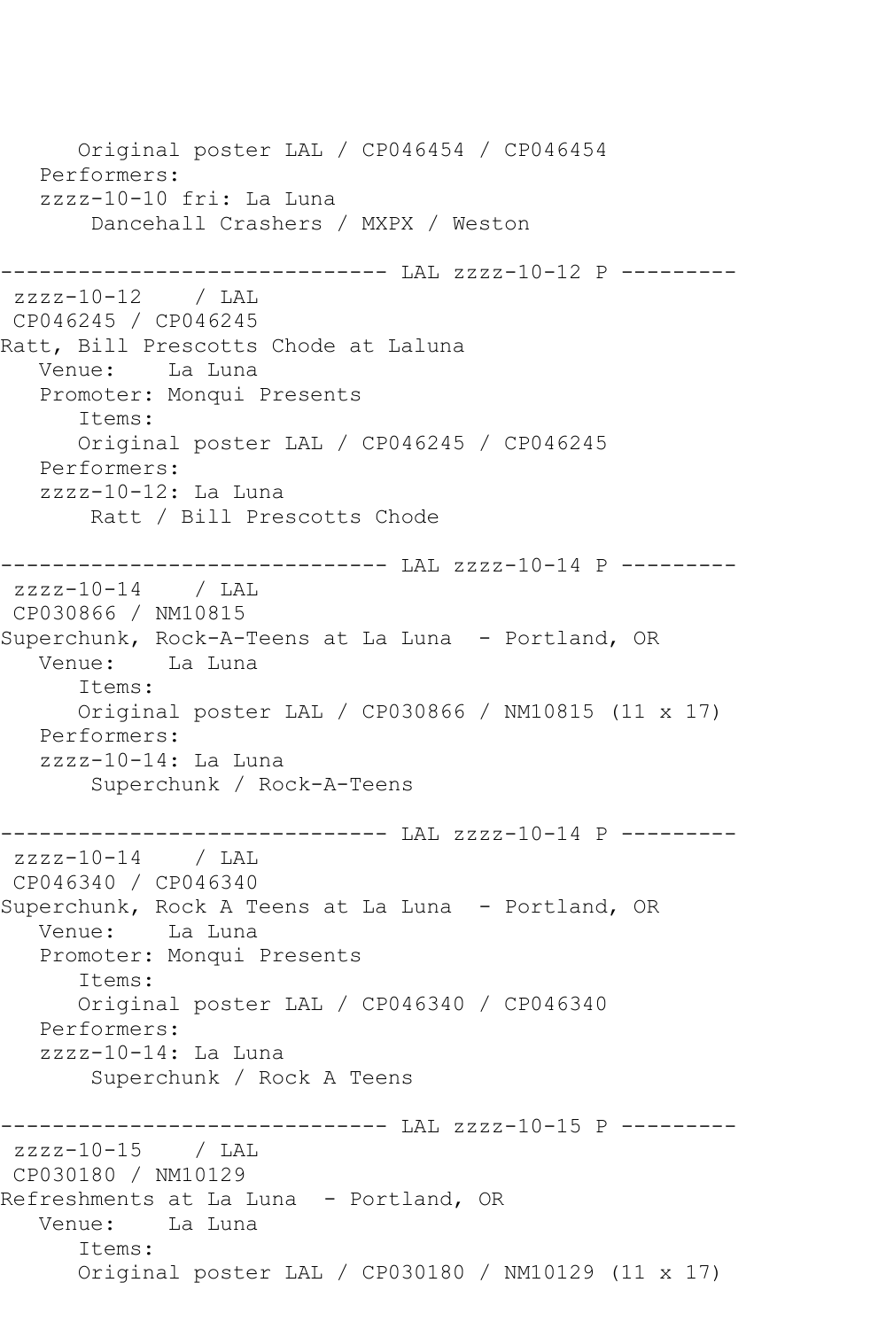```
      Original poster LAL / CP046454 / CP046454
   Performers:
   zzzz-10-10 fri: La Luna
       Dancehall Crashers / MXPX / Weston

------------------------------ LAL zzzz-10-12 P ---------
 zzzz-10-12    / LAL
 CP046245 / CP046245
Ratt, Bill Prescotts Chode at Laluna
   Venue:    La Luna
   Promoter: Monqui Presents
      Items:
      Original poster LAL / CP046245 / CP046245
   Performers:
   zzzz-10-12: La Luna
       Ratt / Bill Prescotts Chode

------------------------------ LAL zzzz-10-14 P ---------
 zzzz-10-14    / LAL
 CP030866 / NM10815
Superchunk, Rock-A-Teens at La Luna  - Portland, OR
   Venue:    La Luna
      Items:
      Original poster LAL / CP030866 / NM10815 (11 x 17)
   Performers:
   zzzz-10-14: La Luna
       Superchunk / Rock-A-Teens

------------------------------ LAL zzzz-10-14 P ---------
 zzzz-10-14    / LAL
 CP046340 / CP046340
Superchunk, Rock A Teens at La Luna  - Portland, OR
   Venue:    La Luna
   Promoter: Monqui Presents
      Items:
      Original poster LAL / CP046340 / CP046340
   Performers:
   zzzz-10-14: La Luna
       Superchunk / Rock A Teens

------------------------------ LAL zzzz-10-15 P ---------
 zzzz-10-15    / LAL
 CP030180 / NM10129
Refreshments at La Luna  - Portland, OR
   Venue:    La Luna
      Items:
      Original poster LAL / CP030180 / NM10129 (11 x 17)
```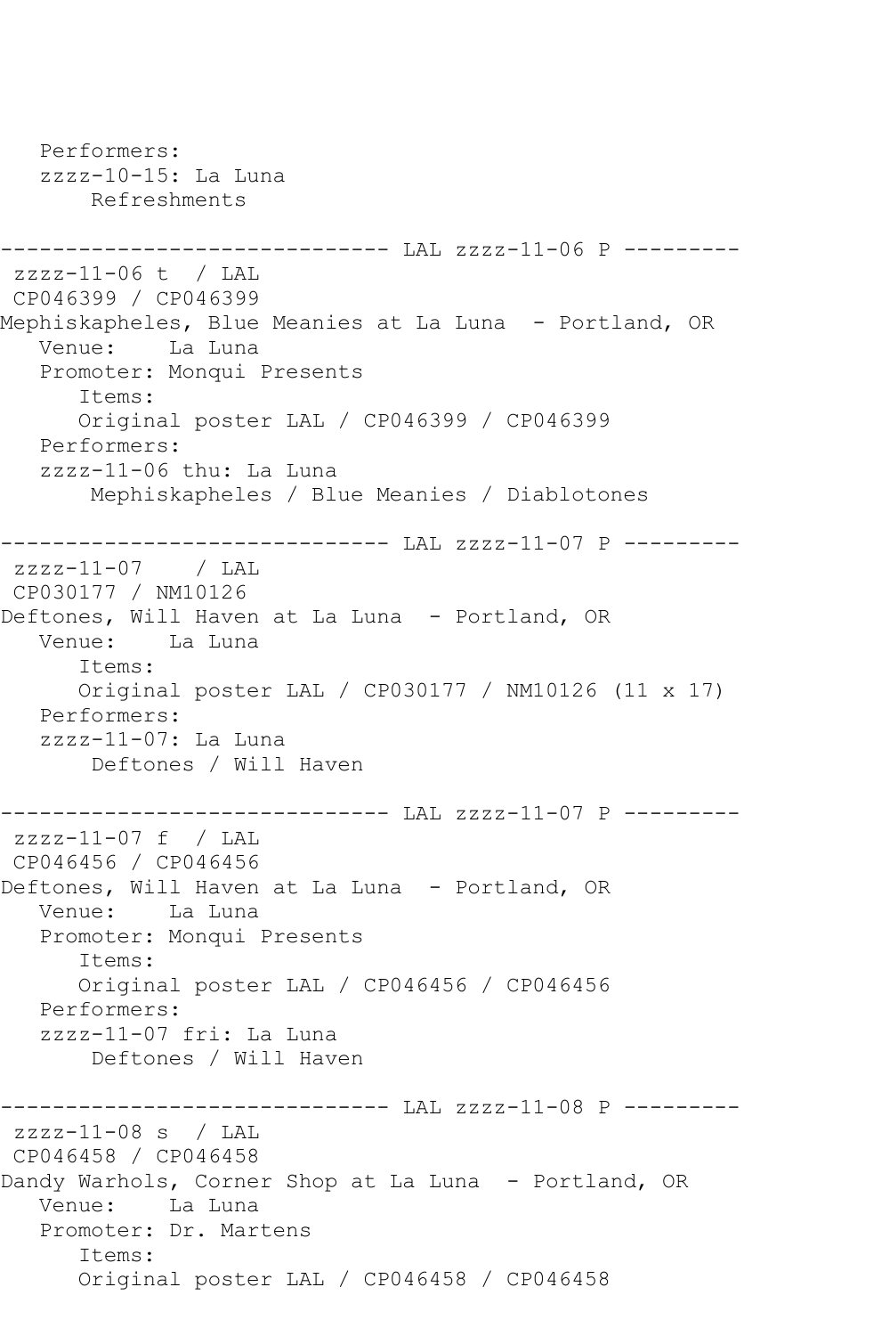```
   Performers:
   zzzz-10-15: La Luna
       Refreshments

------------------------------ LAL zzzz-11-06 P ---------
 zzzz-11-06 t  / LAL
 CP046399 / CP046399
Mephiskapheles, Blue Meanies at La Luna  - Portland, OR
   Venue:    La Luna
   Promoter: Monqui Presents
      Items:
      Original poster LAL / CP046399 / CP046399
   Performers:
   zzzz-11-06 thu: La Luna
       Mephiskapheles / Blue Meanies / Diablotones

------------------------------ LAL zzzz-11-07 P ---------
 zzzz-11-07    / LAL
 CP030177 / NM10126
Deftones, Will Haven at La Luna  - Portland, OR
   Venue:    La Luna
      Items:
      Original poster LAL / CP030177 / NM10126 (11 x 17)
   Performers:
   zzzz-11-07: La Luna
       Deftones / Will Haven

------------------------------ LAL zzzz-11-07 P ---------
 zzzz-11-07 f  / LAL
 CP046456 / CP046456
Deftones, Will Haven at La Luna  - Portland, OR
   Venue:    La Luna
   Promoter: Monqui Presents
      Items:
      Original poster LAL / CP046456 / CP046456
   Performers:
   zzzz-11-07 fri: La Luna
       Deftones / Will Haven

------------------------------ LAL zzzz-11-08 P ---------
 zzzz-11-08 s  / LAL
 CP046458 / CP046458
Dandy Warhols, Corner Shop at La Luna  - Portland, OR
   Venue:    La Luna
   Promoter: Dr. Martens
      Items:
      Original poster LAL / CP046458 / CP046458
```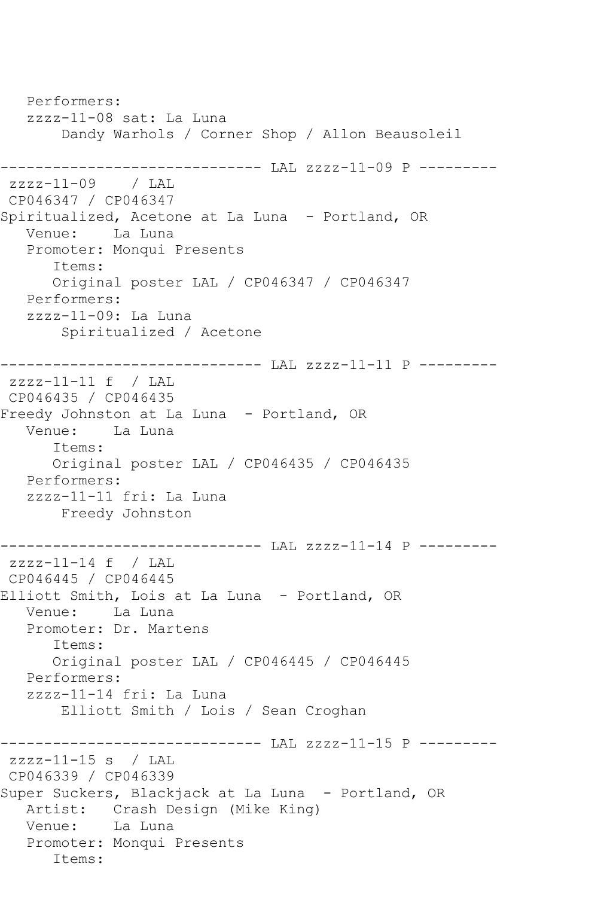```
   Performers:
   zzzz-11-08 sat: La Luna
       Dandy Warhols / Corner Shop / Allon Beausoleil

------------------------------ LAL zzzz-11-09 P ---------
 zzzz-11-09    / LAL
 CP046347 / CP046347
Spiritualized, Acetone at La Luna  - Portland, OR
   Venue:    La Luna
   Promoter: Monqui Presents
      Items:
      Original poster LAL / CP046347 / CP046347
   Performers:
   zzzz-11-09: La Luna
       Spiritualized / Acetone

------------------------------ LAL zzzz-11-11 P ---------
 zzzz-11-11 f  / LAL
 CP046435 / CP046435
Freedy Johnston at La Luna  - Portland, OR
   Venue:    La Luna
      Items:
      Original poster LAL / CP046435 / CP046435
   Performers:
   zzzz-11-11 fri: La Luna
       Freedy Johnston

------------------------------ LAL zzzz-11-14 P ---------
 zzzz-11-14 f  / LAL
 CP046445 / CP046445
Elliott Smith, Lois at La Luna  - Portland, OR
   Venue:    La Luna
   Promoter: Dr. Martens
      Items:
      Original poster LAL / CP046445 / CP046445
   Performers:
   zzzz-11-14 fri: La Luna
       Elliott Smith / Lois / Sean Croghan

------------------------------ LAL zzzz-11-15 P ---------
 zzzz-11-15 s  / LAL
 CP046339 / CP046339
Super Suckers, Blackjack at La Luna  - Portland, OR
   Artist:   Crash Design (Mike King)
   Venue:    La Luna
   Promoter: Monqui Presents
      Items:
```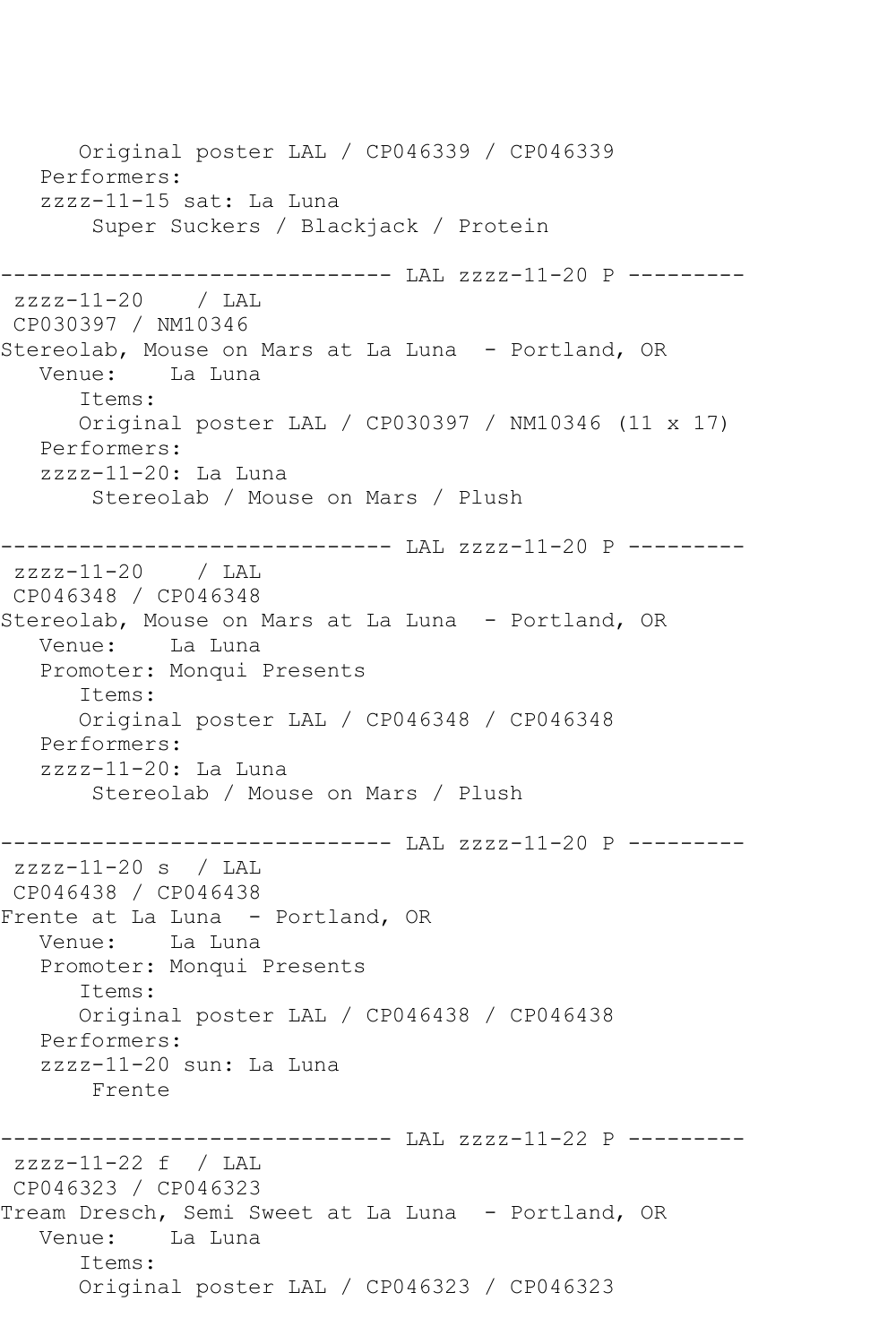```
      Original poster LAL / CP046339 / CP046339
   Performers:
   zzzz-11-15 sat: La Luna
       Super Suckers / Blackjack / Protein

------------------------------ LAL zzzz-11-20 P ---------
 zzzz-11-20    / LAL
 CP030397 / NM10346
Stereolab, Mouse on Mars at La Luna  - Portland, OR
   Venue:    La Luna
      Items:
      Original poster LAL / CP030397 / NM10346 (11 x 17)
   Performers:
   zzzz-11-20: La Luna
       Stereolab / Mouse on Mars / Plush

------------------------------ LAL zzzz-11-20 P ---------
 zzzz-11-20    / LAL
 CP046348 / CP046348
Stereolab, Mouse on Mars at La Luna  - Portland, OR
   Venue:    La Luna
   Promoter: Monqui Presents
      Items:
      Original poster LAL / CP046348 / CP046348
   Performers:
   zzzz-11-20: La Luna
       Stereolab / Mouse on Mars / Plush

------------------------------ LAL zzzz-11-20 P ---------
 zzzz-11-20 s  / LAL
 CP046438 / CP046438
Frente at La Luna  - Portland, OR
   Venue:    La Luna
   Promoter: Monqui Presents
      Items:
      Original poster LAL / CP046438 / CP046438
   Performers:
   zzzz-11-20 sun: La Luna
       Frente

------------------------------ LAL zzzz-11-22 P ---------
 zzzz-11-22 f  / LAL
 CP046323 / CP046323
Tream Dresch, Semi Sweet at La Luna  - Portland, OR
   Venue:    La Luna
      Items:
      Original poster LAL / CP046323 / CP046323
```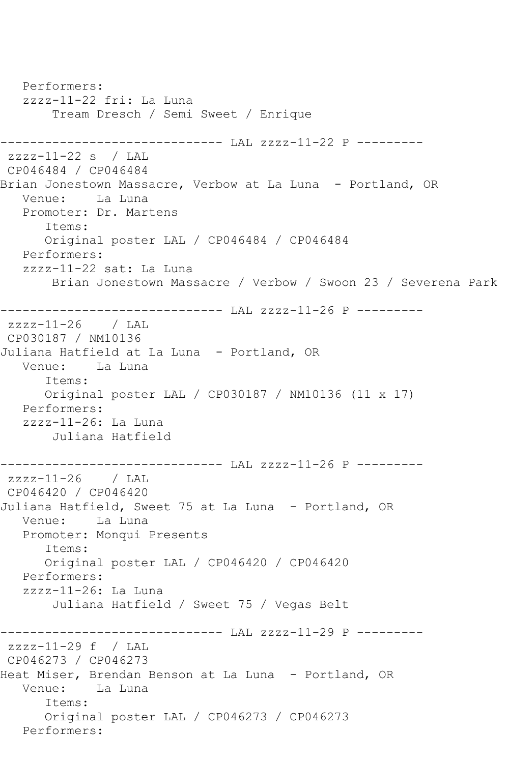```
   Performers:
   zzzz-11-22 fri: La Luna
        Tream Dresch / Semi Sweet / Enrique

------------------------------ LAL zzzz-11-22 P ---------
 zzzz-11-22 s  / LAL
 CP046484 / CP046484
Brian Jonestown Massacre, Verbow at La Luna  - Portland, OR
   Venue:    La Luna
   Promoter: Dr. Martens
      Items:
      Original poster LAL / CP046484 / CP046484
   Performers:
   zzzz-11-22 sat: La Luna
        Brian Jonestown Massacre / Verbow / Swoon 23 / Severena Park

------------------------------ LAL zzzz-11-26 P ---------
 zzzz-11-26    / LAL
 CP030187 / NM10136
Juliana Hatfield at La Luna  - Portland, OR
   Venue:    La Luna
      Items:
      Original poster LAL / CP030187 / NM10136 (11 x 17)
   Performers:
   zzzz-11-26: La Luna
        Juliana Hatfield

------------------------------ LAL zzzz-11-26 P ---------
 zzzz-11-26    / LAL
 CP046420 / CP046420
Juliana Hatfield, Sweet 75 at La Luna  - Portland, OR
   Venue:    La Luna
   Promoter: Monqui Presents
      Items:
      Original poster LAL / CP046420 / CP046420
   Performers:
   zzzz-11-26: La Luna
        Juliana Hatfield / Sweet 75 / Vegas Belt

------------------------------ LAL zzzz-11-29 P ---------
 zzzz-11-29 f  / LAL
 CP046273 / CP046273
Heat Miser, Brendan Benson at La Luna  - Portland, OR
   Venue:    La Luna
      Items:
      Original poster LAL / CP046273 / CP046273
   Performers:
```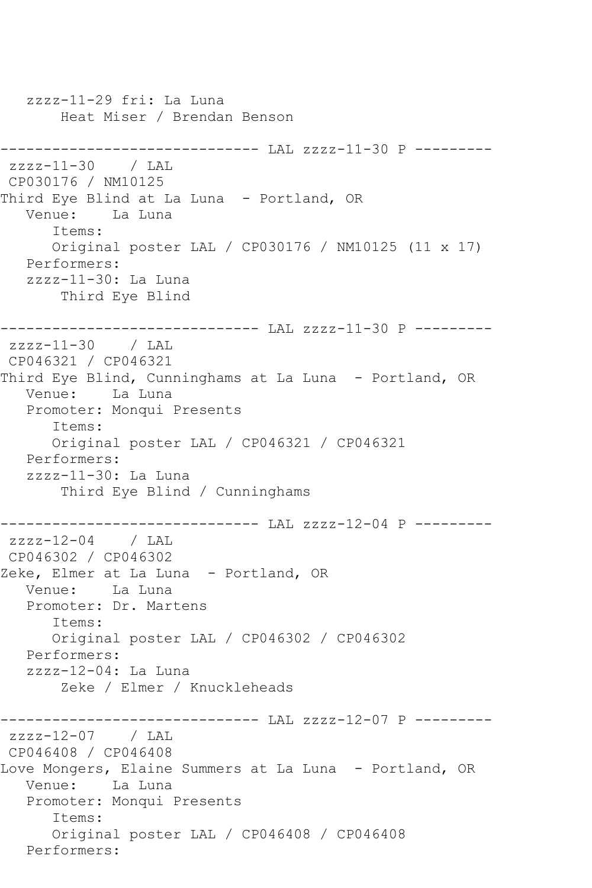```
   zzzz-11-29 fri: La Luna
       Heat Miser / Brendan Benson

------------------------------ LAL zzzz-11-30 P ---------
 zzzz-11-30    / LAL
 CP030176 / NM10125
Third Eye Blind at La Luna  - Portland, OR
   Venue:    La Luna
      Items:
      Original poster LAL / CP030176 / NM10125 (11 x 17)
   Performers:
   zzzz-11-30: La Luna
       Third Eye Blind

------------------------------ LAL zzzz-11-30 P ---------
 zzzz-11-30    / LAL
 CP046321 / CP046321
Third Eye Blind, Cunninghams at La Luna  - Portland, OR
   Venue:    La Luna
   Promoter: Monqui Presents
      Items:
      Original poster LAL / CP046321 / CP046321
   Performers:
   zzzz-11-30: La Luna
       Third Eye Blind / Cunninghams

------------------------------ LAL zzzz-12-04 P ---------
 zzzz-12-04    / LAL
 CP046302 / CP046302
Zeke, Elmer at La Luna  - Portland, OR
   Venue:    La Luna
   Promoter: Dr. Martens
      Items:
      Original poster LAL / CP046302 / CP046302
   Performers:
   zzzz-12-04: La Luna
       Zeke / Elmer / Knuckleheads

------------------------------ LAL zzzz-12-07 P ---------
 zzzz-12-07    / LAL
 CP046408 / CP046408
Love Mongers, Elaine Summers at La Luna  - Portland, OR
   Venue:    La Luna
   Promoter: Monqui Presents
      Items:
      Original poster LAL / CP046408 / CP046408
   Performers:
```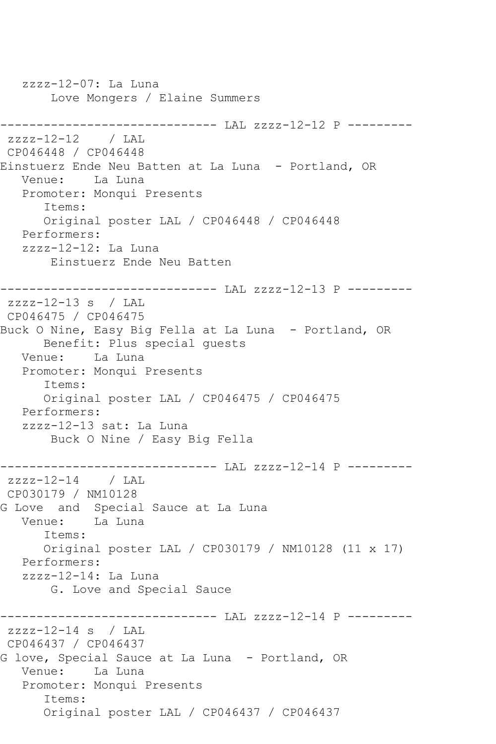```
   zzzz-12-07: La Luna
       Love Mongers / Elaine Summers

------------------------------ LAL zzzz-12-12 P ---------
 zzzz-12-12    / LAL
 CP046448 / CP046448
Einstuerz Ende Neu Batten at La Luna  - Portland, OR
   Venue:    La Luna
   Promoter: Monqui Presents
      Items:
      Original poster LAL / CP046448 / CP046448
   Performers:
   zzzz-12-12: La Luna
       Einstuerz Ende Neu Batten

------------------------------ LAL zzzz-12-13 P ---------
 zzzz-12-13 s  / LAL
 CP046475 / CP046475
Buck O Nine, Easy Big Fella at La Luna  - Portland, OR
      Benefit: Plus special guests
   Venue:    La Luna
   Promoter: Monqui Presents
      Items:
      Original poster LAL / CP046475 / CP046475
   Performers:
   zzzz-12-13 sat: La Luna
       Buck O Nine / Easy Big Fella

------------------------------ LAL zzzz-12-14 P ---------
 zzzz-12-14    / LAL
 CP030179 / NM10128
G Love  and  Special Sauce at La Luna
   Venue:    La Luna
      Items:
      Original poster LAL / CP030179 / NM10128 (11 x 17)
   Performers:
   zzzz-12-14: La Luna
       G. Love and Special Sauce

------------------------------ LAL zzzz-12-14 P ---------
 zzzz-12-14 s  / LAL
 CP046437 / CP046437
G love, Special Sauce at La Luna  - Portland, OR
   Venue:    La Luna
   Promoter: Monqui Presents
      Items:
      Original poster LAL / CP046437 / CP046437
```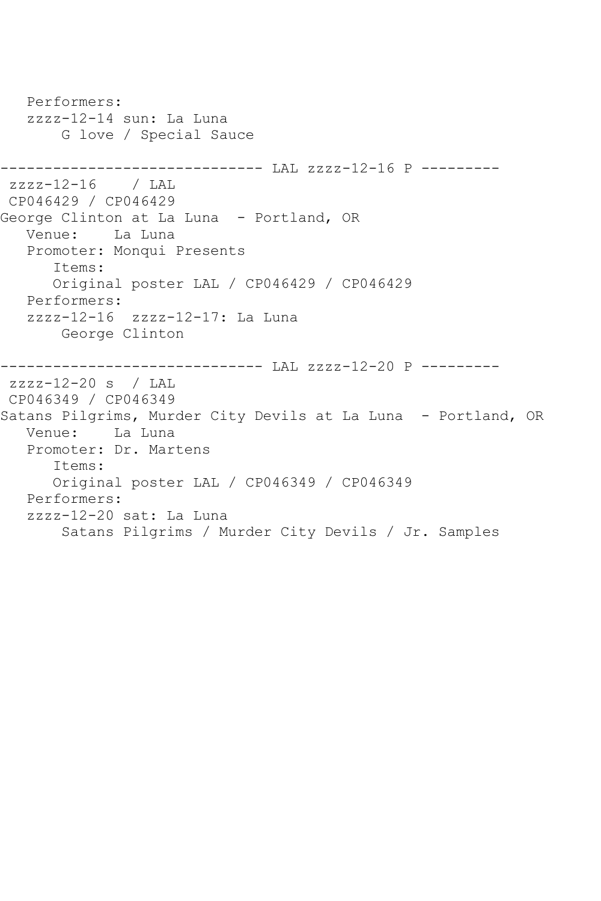```
   Performers:
   zzzz-12-14 sun: La Luna
       G love / Special Sauce

------------------------------ LAL zzzz-12-16 P ---------
 zzzz-12-16    / LAL
 CP046429 / CP046429
George Clinton at La Luna  - Portland, OR
   Venue:    La Luna
   Promoter: Monqui Presents
      Items:
      Original poster LAL / CP046429 / CP046429
   Performers:
   zzzz-12-16  zzzz-12-17: La Luna
       George Clinton

------------------------------ LAL zzzz-12-20 P ---------
 zzzz-12-20 s  / LAL
 CP046349 / CP046349
Satans Pilgrims, Murder City Devils at La Luna  - Portland, OR
   Venue:    La Luna
   Promoter: Dr. Martens
      Items:
      Original poster LAL / CP046349 / CP046349
   Performers:
   zzzz-12-20 sat: La Luna
       Satans Pilgrims / Murder City Devils / Jr. Samples
```